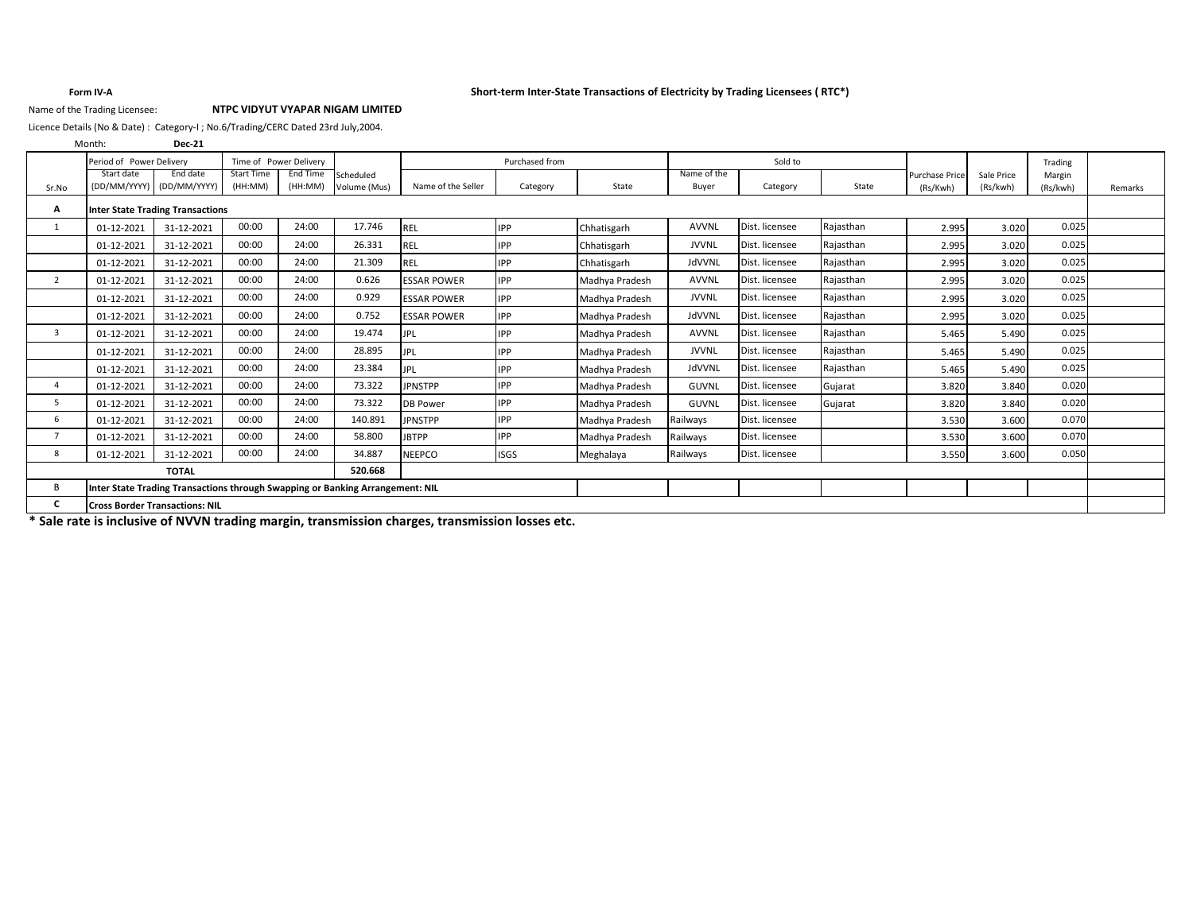**Form IV-A**

**Short-term Inter-State Transactions of Electricity by Trading Licensees ( RTC*)**

Name of the Trading Licensee: **NTPC VIDYUT VYAPAR NIGAM LIMITED**

Licence Details (No & Date) : Category-I ; No.6/Trading/CERC Dated 23rd July,2004.

Month: **Dec-21**

| Sr.No | Period of Power Delivery | | Time of Power Delivery | | Scheduled Volume (Mus) | Purchased from | | | Sold to | | | Purchase Price (Rs/Kwh) | Sale Price (Rs/kwh) | Trading Margin (Rs/kwh) | Remarks |
|---|---|---|---|---|---|---|---|---|---|---|---|---|---|---|---|
| | Start date (DD/MM/YYYY) | End date (DD/MM/YYYY) | Start Time (HH:MM) | End Time (HH:MM) | | Name of the Seller | Category | State | Name of the Buyer | Category | State | | | | |
| **A** | **Inter State Trading Transactions** | | | | | | | | | | | | | | |
| 1 | 01-12-2021 | 31-12-2021 | 00:00 | 24:00 | 17.746 | REL | IPP | Chhatisgarh | AVVNL | Dist. licensee | Rajasthan | 2.995 | 3.020 | 0.025 | |
| | 01-12-2021 | 31-12-2021 | 00:00 | 24:00 | 26.331 | REL | IPP | Chhatisgarh | JVVNL | Dist. licensee | Rajasthan | 2.995 | 3.020 | 0.025 | |
| | 01-12-2021 | 31-12-2021 | 00:00 | 24:00 | 21.309 | REL | IPP | Chhatisgarh | JdVVNL | Dist. licensee | Rajasthan | 2.995 | 3.020 | 0.025 | |
| 2 | 01-12-2021 | 31-12-2021 | 00:00 | 24:00 | 0.626 | ESSAR POWER | IPP | Madhya Pradesh | AVVNL | Dist. licensee | Rajasthan | 2.995 | 3.020 | 0.025 | |
| | 01-12-2021 | 31-12-2021 | 00:00 | 24:00 | 0.929 | ESSAR POWER | IPP | Madhya Pradesh | JVVNL | Dist. licensee | Rajasthan | 2.995 | 3.020 | 0.025 | |
| | 01-12-2021 | 31-12-2021 | 00:00 | 24:00 | 0.752 | ESSAR POWER | IPP | Madhya Pradesh | JdVVNL | Dist. licensee | Rajasthan | 2.995 | 3.020 | 0.025 | |
| 3 | 01-12-2021 | 31-12-2021 | 00:00 | 24:00 | 19.474 | JPL | IPP | Madhya Pradesh | AVVNL | Dist. licensee | Rajasthan | 5.465 | 5.490 | 0.025 | |
| | 01-12-2021 | 31-12-2021 | 00:00 | 24:00 | 28.895 | JPL | IPP | Madhya Pradesh | JVVNL | Dist. licensee | Rajasthan | 5.465 | 5.490 | 0.025 | |
| | 01-12-2021 | 31-12-2021 | 00:00 | 24:00 | 23.384 | JPL | IPP | Madhya Pradesh | JdVVNL | Dist. licensee | Rajasthan | 5.465 | 5.490 | 0.025 | |
| 4 | 01-12-2021 | 31-12-2021 | 00:00 | 24:00 | 73.322 | JPNSTPP | IPP | Madhya Pradesh | GUVNL | Dist. licensee | Gujarat | 3.820 | 3.840 | 0.020 | |
| 5 | 01-12-2021 | 31-12-2021 | 00:00 | 24:00 | 73.322 | DB Power | IPP | Madhya Pradesh | GUVNL | Dist. licensee | Gujarat | 3.820 | 3.840 | 0.020 | |
| 6 | 01-12-2021 | 31-12-2021 | 00:00 | 24:00 | 140.891 | JPNSTPP | IPP | Madhya Pradesh | Railways | Dist. licensee | | 3.530 | 3.600 | 0.070 | |
| 7 | 01-12-2021 | 31-12-2021 | 00:00 | 24:00 | 58.800 | JBTPP | IPP | Madhya Pradesh | Railways | Dist. licensee | | 3.530 | 3.600 | 0.070 | |
| 8 | 01-12-2021 | 31-12-2021 | 00:00 | 24:00 | 34.887 | NEEPCO | ISGS | Meghalaya | Railways | Dist. licensee | | 3.550 | 3.600 | 0.050 | |
| | **TOTAL** | | | | **520.668** | | | | | | | | | | |
| B | **Inter State Trading Transactions through Swapping or Banking Arrangement: NIL** | | | | | | | | | | | | | | |
| **C** | **Cross Border Transactions: NIL** | | | | | | | | | | | | | | |

**\* Sale rate is inclusive of NVVN trading margin, transmission charges, transmission losses etc.**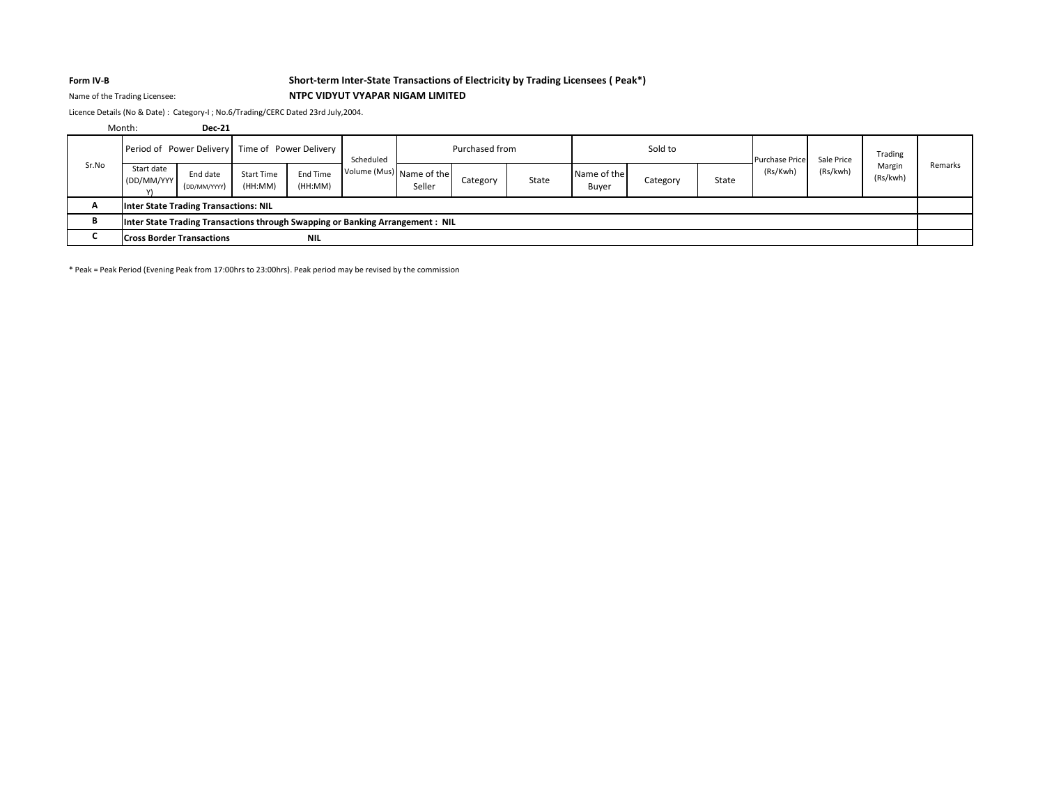**Form IV-B**

**Short-term Inter-State Transactions of Electricity by Trading Licensees ( Peak*)**

Name of the Trading Licensee: **NTPC VIDYUT VYAPAR NIGAM LIMITED**

Licence Details (No & Date) : Category-I ; No.6/Trading/CERC Dated 23rd July,2004.

Month: **Dec-21**

| Sr.No | Period of Power Delivery | | Time of Power Delivery | | Scheduled Volume (Mus) | Purchased from | | | Sold to | | | Purchase Price (Rs/Kwh) | Sale Price (Rs/kwh) | Trading Margin (Rs/kwh) | Remarks |
|---|---|---|---|---|---|---|---|---|---|---|---|---|---|---|---|
| | Start date (DD/MM/YYYY) | End date (DD/MM/YYYY) | Start Time (HH:MM) | End Time (HH:MM) | | Name of the Seller | Category | State | Name of the Buyer | Category | State | | | | |
| **A** | **Inter State Trading Transactions: NIL** | | | | | | | | | | | | | | |
| **B** | **Inter State Trading Transactions through Swapping or Banking Arrangement : NIL** | | | | | | | | | | | | | | |
| **C** | **Cross Border Transactions** | | | **NIL** | | | | | | | | | | | |

* Peak = Peak Period (Evening Peak from 17:00hrs to 23:00hrs). Peak period may be revised by the commission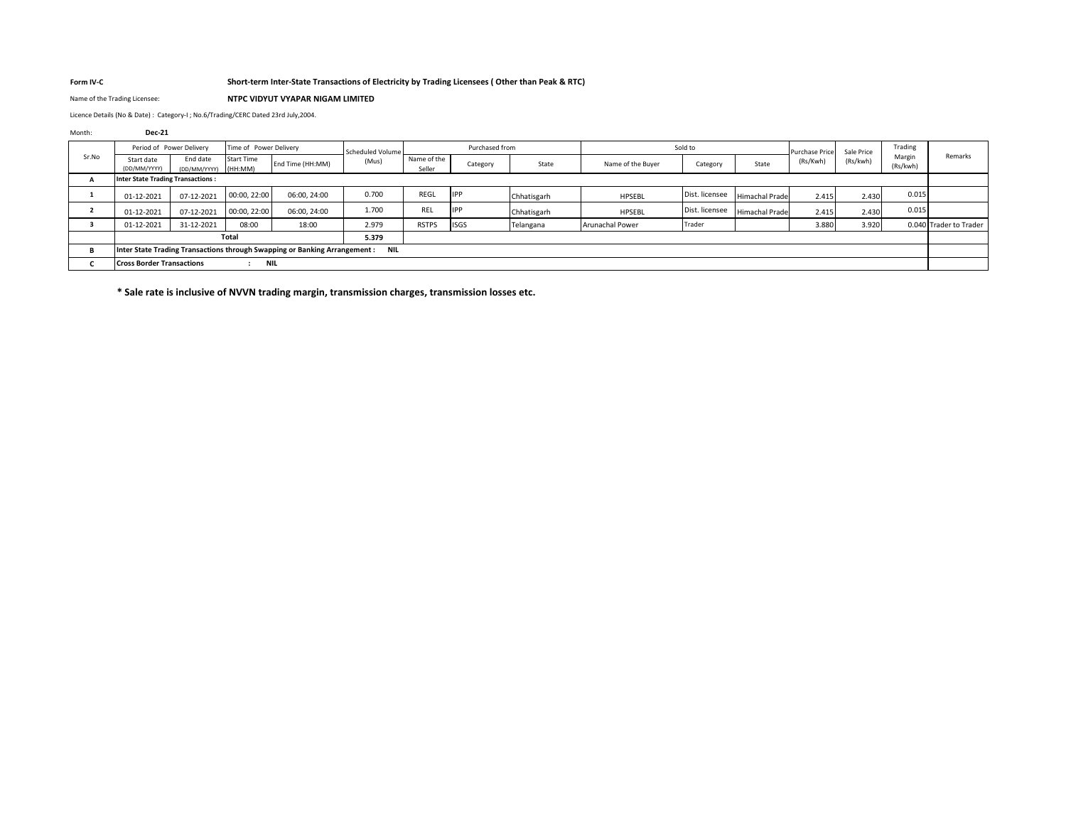**Form IV-C** **Short-term Inter-State Transactions of Electricity by Trading Licensees ( Other than Peak & RTC)**

Name of the Trading Licensee: **NTPC VIDYUT VYAPAR NIGAM LIMITED**

Licence Details (No & Date) : Category-I ; No.6/Trading/CERC Dated 23rd July,2004.

Month: **Dec-21**

| Sr.No | Period of Power Delivery | | Time of Power Delivery | | Scheduled Volume (Mus) | Purchased from | | | Sold to | | | Purchase Price (Rs/Kwh) | Sale Price (Rs/kwh) | Trading Margin (Rs/kwh) | Remarks |
|---|---|---|---|---|---|---|---|---|---|---|---|---|---|---|---|
| | Start date (DD/MM/YYYY) | End date (DD/MM/YYYY) | Start Time (HH:MM) | End Time (HH:MM) | | Name of the Seller | Category | State | Name of the Buyer | Category | State | | | | |
| **A** | **Inter State Trading Transactions :** | | | | | | | | | | | | | | |
| **1** | 01-12-2021 | 07-12-2021 | 00:00, 22:00 | 06:00, 24:00 | 0.700 | REGL | IPP | Chhatisgarh | HPSEBL | Dist. licensee | Himachal Prade | 2.415 | 2.430 | 0.015 | |
| **2** | 01-12-2021 | 07-12-2021 | 00:00, 22:00 | 06:00, 24:00 | 1.700 | REL | IPP | Chhatisgarh | HPSEBL | Dist. licensee | Himachal Prade | 2.415 | 2.430 | 0.015 | |
| **3** | 01-12-2021 | 31-12-2021 | 08:00 | 18:00 | 2.979 | RSTPS | ISGS | Telangana | Arunachal Power | Trader | | 3.880 | 3.920 | 0.040 | Trader to Trader |
| | **Total** | | | | **5.379** | | | | | | | | | | |
| **B** | **Inter State Trading Transactions through Swapping or Banking Arrangement : NIL** | | | | | | | | | | | | | | |
| **C** | **Cross Border Transactions : NIL** | | | | | | | | | | | | | | |

**\* Sale rate is inclusive of NVVN trading margin, transmission charges, transmission losses etc.**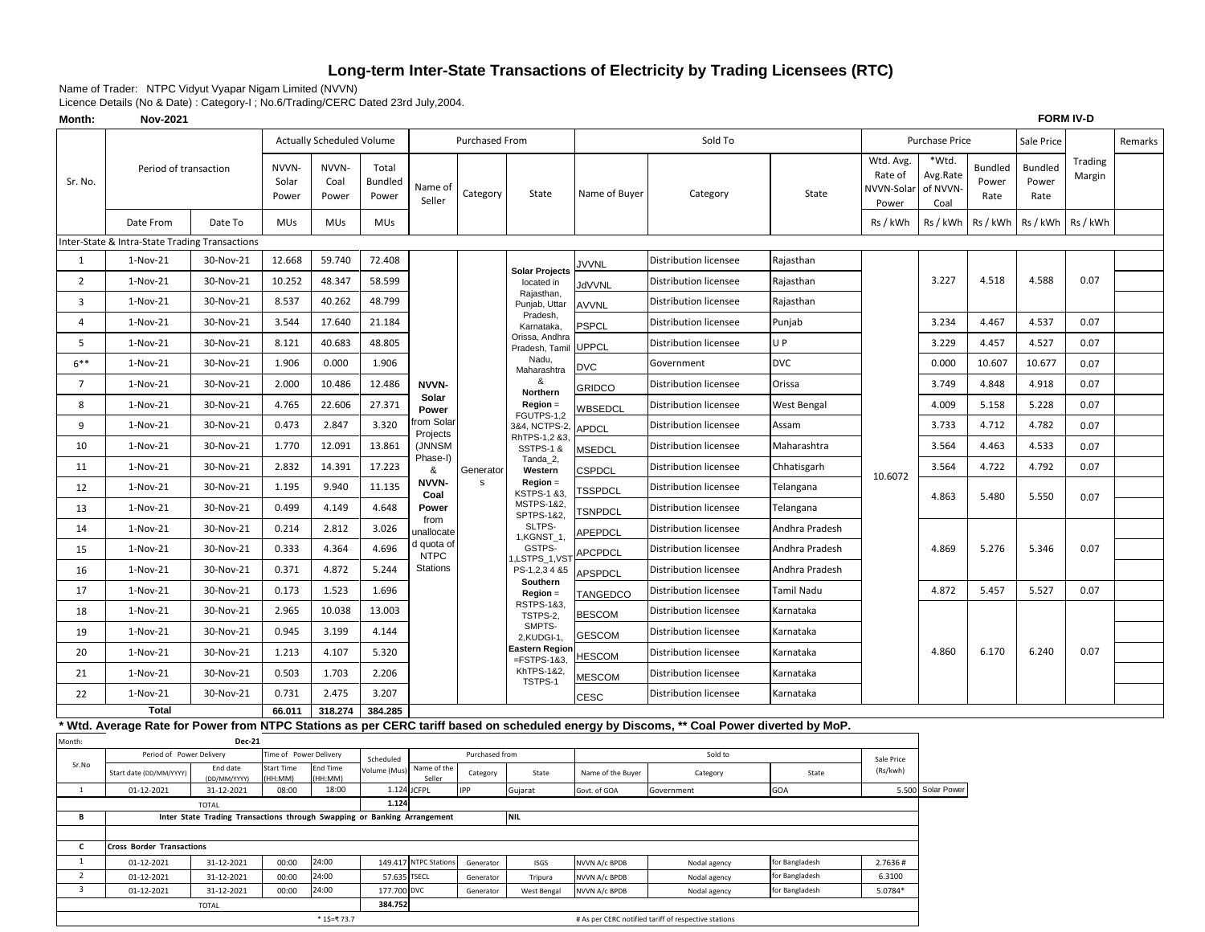# Long-term Inter-State Transactions of Electricity by Trading Licensees (RTC)

Name of Trader: NTPC Vidyut Vyapar Nigam Limited (NVVN)

Licence Details (No & Date) : Category-I ; No.6/Trading/CERC Dated 23rd July,2004.

**Month: Nov-2021**

**FORM IV-D**

| Sr. No. | Period of transaction | | Actually Scheduled Volume | | | Purchased From | | | Sold To | | | Purchase Price | | | Sale Price | Trading Margin | Remarks |
|---|---|---|---|---|---|---|---|---|---|---|---|---|---|---|---|---|---|
| | | | NVVN-Solar Power | NVVN-Coal Power | Total Bundled Power | Name of Seller | Category | State | Name of Buyer | Category | State | Wtd. Avg. Rate of NVVN-Solar Power | *Wtd. Avg.Rate of NVVN-Coal | Bundled Power Rate | Bundled Power Rate | | |
| | Date From | Date To | MUs | MUs | MUs | | | | | | | Rs / kWh | Rs / kWh | Rs / kWh | Rs / kWh | Rs / kWh | |
| Inter-State & Intra-State Trading Transactions | | | | | | | | | | | | | | | | | |
| 1 | 1-Nov-21 | 30-Nov-21 | 12.668 | 59.740 | 72.408 | NVVN-Solar Power from Solar Projects (JNNSM Phase-I) & NVVN-Coal Power from unallocated quota of NTPC Stations | Generators | Solar Projects located in Rajasthan, Punjab, Uttar Pradesh, Karnataka, Orissa, Andhra Pradesh, Tamil Nadu, Maharashtra & **Northern Region** = FGUTPS-1,2 3&4, NCTPS-2, RhTPS-1,2 &3, SSTPS-1 & Tanda_2, **Western Region** = KSTPS-1 &3, MSTPS-1&2, SPTPS-1&2, SLTPS-1,KGNST_1, GSTPS-1,LSTPS_1,VSTPS-1,2,3 4 &5 **Southern Region** = RSTPS-1&3, TSTPS-2, SMPTS-2,KUDGI-1, **Eastern Region** =FSTPS-1&3, KhTPS-1&2, TSTPS-1 | JVVNL | Distribution licensee | Rajasthan | 10.6072 | 3.227 | 4.518 | 4.588 | 0.07 | |
| 2 | 1-Nov-21 | 30-Nov-21 | 10.252 | 48.347 | 58.599 | | | | JdVVNL | Distribution licensee | Rajasthan | | | | | | |
| 3 | 1-Nov-21 | 30-Nov-21 | 8.537 | 40.262 | 48.799 | | | | AVVNL | Distribution licensee | Rajasthan | | | | | | |
| 4 | 1-Nov-21 | 30-Nov-21 | 3.544 | 17.640 | 21.184 | | | | PSPCL | Distribution licensee | Punjab | | 3.234 | 4.467 | 4.537 | 0.07 | |
| 5 | 1-Nov-21 | 30-Nov-21 | 8.121 | 40.683 | 48.805 | | | | UPPCL | Distribution licensee | U P | | 3.229 | 4.457 | 4.527 | 0.07 | |
| 6** | 1-Nov-21 | 30-Nov-21 | 1.906 | 0.000 | 1.906 | | | | DVC | Government | DVC | | 0.000 | 10.607 | 10.677 | 0.07 | |
| 7 | 1-Nov-21 | 30-Nov-21 | 2.000 | 10.486 | 12.486 | | | | GRIDCO | Distribution licensee | Orissa | | 3.749 | 4.848 | 4.918 | 0.07 | |
| 8 | 1-Nov-21 | 30-Nov-21 | 4.765 | 22.606 | 27.371 | | | | WBSEDCL | Distribution licensee | West Bengal | | 4.009 | 5.158 | 5.228 | 0.07 | |
| 9 | 1-Nov-21 | 30-Nov-21 | 0.473 | 2.847 | 3.320 | | | | APDCL | Distribution licensee | Assam | | 3.733 | 4.712 | 4.782 | 0.07 | |
| 10 | 1-Nov-21 | 30-Nov-21 | 1.770 | 12.091 | 13.861 | | | | MSEDCL | Distribution licensee | Maharashtra | | 3.564 | 4.463 | 4.533 | 0.07 | |
| 11 | 1-Nov-21 | 30-Nov-21 | 2.832 | 14.391 | 17.223 | | | | CSPDCL | Distribution licensee | Chhatisgarh | | 3.564 | 4.722 | 4.792 | 0.07 | |
| 12 | 1-Nov-21 | 30-Nov-21 | 1.195 | 9.940 | 11.135 | | | | TSSPDCL | Distribution licensee | Telangana | | 4.863 | 5.480 | 5.550 | 0.07 | |
| 13 | 1-Nov-21 | 30-Nov-21 | 0.499 | 4.149 | 4.648 | | | | TSNPDCL | Distribution licensee | Telangana | | | | | | |
| 14 | 1-Nov-21 | 30-Nov-21 | 0.214 | 2.812 | 3.026 | | | | APEPDCL | Distribution licensee | Andhra Pradesh | | 4.869 | 5.276 | 5.346 | 0.07 | |
| 15 | 1-Nov-21 | 30-Nov-21 | 0.333 | 4.364 | 4.696 | | | | APCPDCL | Distribution licensee | Andhra Pradesh | | | | | | |
| 16 | 1-Nov-21 | 30-Nov-21 | 0.371 | 4.872 | 5.244 | | | | APSPDCL | Distribution licensee | Andhra Pradesh | | | | | | |
| 17 | 1-Nov-21 | 30-Nov-21 | 0.173 | 1.523 | 1.696 | | | | TANGEDCO | Distribution licensee | Tamil Nadu | | 4.872 | 5.457 | 5.527 | 0.07 | |
| 18 | 1-Nov-21 | 30-Nov-21 | 2.965 | 10.038 | 13.003 | | | | BESCOM | Distribution licensee | Karnataka | | 4.860 | 6.170 | 6.240 | 0.07 | |
| 19 | 1-Nov-21 | 30-Nov-21 | 0.945 | 3.199 | 4.144 | | | | GESCOM | Distribution licensee | Karnataka | | | | | | |
| 20 | 1-Nov-21 | 30-Nov-21 | 1.213 | 4.107 | 5.320 | | | | HESCOM | Distribution licensee | Karnataka | | | | | | |
| 21 | 1-Nov-21 | 30-Nov-21 | 0.503 | 1.703 | 2.206 | | | | MESCOM | Distribution licensee | Karnataka | | | | | | |
| 22 | 1-Nov-21 | 30-Nov-21 | 0.731 | 2.475 | 3.207 | | | | CESC | Distribution licensee | Karnataka | | | | | | |
| **Total** | | | **66.011** | **318.274** | **384.285** | | | | | | | | | | | | |

**\* Wtd. Average Rate for Power from NTPC Stations as per CERC tariff based on scheduled energy by Discoms, \*\* Coal Power diverted by MoP.**

Month: **Dec-21**

| Sr.No | Period of Power Delivery | | Time of Power Delivery | | Scheduled Volume (Mus) | Purchased from | | | Sold to | | | Sale Price (Rs/kwh) | |
|---|---|---|---|---|---|---|---|---|---|---|---|---|---|
| | Start date (DD/MM/YYYY) | End date (DD/MM/YYYY) | Start Time (HH:MM) | End Time (HH:MM) | | Name of the Seller | Category | State | Name of the Buyer | Category | State | | |
| 1 | 01-12-2021 | 31-12-2021 | 08:00 | 18:00 | 1.124 | JCFPL | IPP | Gujarat | Govt. of GOA | Government | GOA | 5.500 | Solar Power |
| | TOTAL | | | | **1.124** | | | | | | | | |
| **B** | **Inter State Trading Transactions through Swapping or Banking Arrangement** | | | | | | | **NIL** | | | | | |
| | | | | | | | | | | | | | |
| **C** | **Cross Border Transactions** | | | | | | | | | | | | |
| 1 | 01-12-2021 | 31-12-2021 | 00:00 | 24:00 | 149.417 | NTPC Stations | Generator | ISGS | NVVN A/c BPDB | Nodal agency | for Bangladesh | 2.7636 # | |
| 2 | 01-12-2021 | 31-12-2021 | 00:00 | 24:00 | 57.635 | TSECL | Generator | Tripura | NVVN A/c BPDB | Nodal agency | for Bangladesh | 6.3100 | |
| 3 | 01-12-2021 | 31-12-2021 | 00:00 | 24:00 | 177.700 | DVC | Generator | West Bengal | NVVN A/c BPDB | Nodal agency | for Bangladesh | 5.0784* | |
| | TOTAL | | | | **384.752** | | | | | | | | |
| | | | | * 1$=₹ 73.7 | | | | | # As per CERC notified tariff of respective stations | | | | |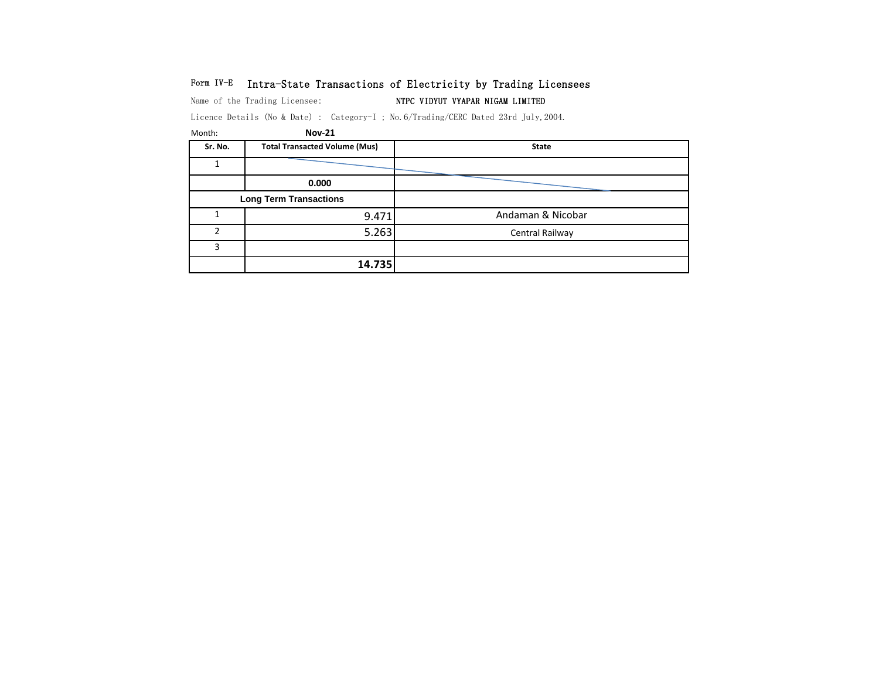Form IV-E **Intra-State Transactions of Electricity by Trading Licensees**

Name of the Trading Licensee: NTPC VIDYUT VYAPAR NIGAM LIMITED

Licence Details (No & Date) : Category-I ; No.6/Trading/CERC Dated 23rd July,2004.

Month: **Nov-21**

| Sr. No. | Total Transacted Volume (Mus) | State |
|---|---|---|
| 1 | | |
| | **0.000** | |
| **Long Term Transactions** | | |
| 1 | 9.471 | Andaman & Nicobar |
| 2 | 5.263 | Central Railway |
| 3 | | |
| | **14.735** | |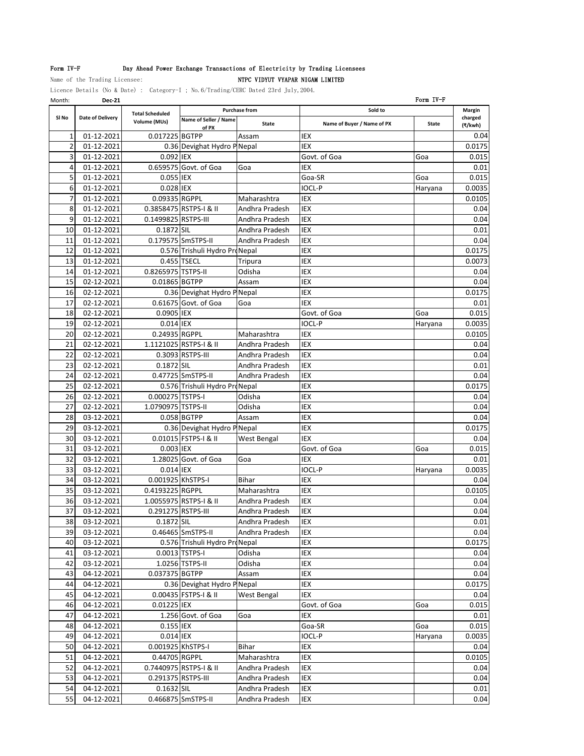Form IV-F Day Ahead Power Exchange Transactions of Electricity by Trading Licensees

Name of the Trading Licensee: NTPC VIDYUT VYAPAR NIGAM LIMITED

Licence Details (No & Date) : Category-I ; No.6/Trading/CERC Dated 23rd July,2004.

Month: **Dec-21** Form IV-F

| Sl No | Date of Delivery | Total Scheduled Volume (MUs) | Purchase from | | Sold to | | Margin charged (₹/kwh) |
|---|---|---|---|---|---|---|---|
| | | | Name of Seller / Name of PX | State | Name of Buyer / Name of PX | State | |
| 1 | 01-12-2021 | 0.017225 | BGTPP | Assam | IEX | | 0.04 |
| 2 | 01-12-2021 | 0.36 | Devighat Hydro P | Nepal | IEX | | 0.0175 |
| 3 | 01-12-2021 | 0.092 | IEX | | Govt. of Goa | Goa | 0.015 |
| 4 | 01-12-2021 | 0.659575 | Govt. of Goa | Goa | IEX | | 0.01 |
| 5 | 01-12-2021 | 0.055 | IEX | | Goa-SR | Goa | 0.015 |
| 6 | 01-12-2021 | 0.028 | IEX | | IOCL-P | Haryana | 0.0035 |
| 7 | 01-12-2021 | 0.09335 | RGPPL | Maharashtra | IEX | | 0.0105 |
| 8 | 01-12-2021 | 0.3858475 | RSTPS-I & II | Andhra Pradesh | IEX | | 0.04 |
| 9 | 01-12-2021 | 0.1499825 | RSTPS-III | Andhra Pradesh | IEX | | 0.04 |
| 10 | 01-12-2021 | 0.1872 | SIL | Andhra Pradesh | IEX | | 0.01 |
| 11 | 01-12-2021 | 0.179575 | SmSTPS-II | Andhra Pradesh | IEX | | 0.04 |
| 12 | 01-12-2021 | 0.576 | Trishuli Hydro Pro | Nepal | IEX | | 0.0175 |
| 13 | 01-12-2021 | 0.455 | TSECL | Tripura | IEX | | 0.0073 |
| 14 | 01-12-2021 | 0.8265975 | TSTPS-II | Odisha | IEX | | 0.04 |
| 15 | 02-12-2021 | 0.01865 | BGTPP | Assam | IEX | | 0.04 |
| 16 | 02-12-2021 | 0.36 | Devighat Hydro P | Nepal | IEX | | 0.0175 |
| 17 | 02-12-2021 | 0.61675 | Govt. of Goa | Goa | IEX | | 0.01 |
| 18 | 02-12-2021 | 0.0905 | IEX | | Govt. of Goa | Goa | 0.015 |
| 19 | 02-12-2021 | 0.014 | IEX | | IOCL-P | Haryana | 0.0035 |
| 20 | 02-12-2021 | 0.24935 | RGPPL | Maharashtra | IEX | | 0.0105 |
| 21 | 02-12-2021 | 1.1121025 | RSTPS-I & II | Andhra Pradesh | IEX | | 0.04 |
| 22 | 02-12-2021 | 0.3093 | RSTPS-III | Andhra Pradesh | IEX | | 0.04 |
| 23 | 02-12-2021 | 0.1872 | SIL | Andhra Pradesh | IEX | | 0.01 |
| 24 | 02-12-2021 | 0.47725 | SmSTPS-II | Andhra Pradesh | IEX | | 0.04 |
| 25 | 02-12-2021 | 0.576 | Trishuli Hydro Pro | Nepal | IEX | | 0.0175 |
| 26 | 02-12-2021 | 0.000275 | TSTPS-I | Odisha | IEX | | 0.04 |
| 27 | 02-12-2021 | 1.0790975 | TSTPS-II | Odisha | IEX | | 0.04 |
| 28 | 03-12-2021 | 0.058 | BGTPP | Assam | IEX | | 0.04 |
| 29 | 03-12-2021 | 0.36 | Devighat Hydro P | Nepal | IEX | | 0.0175 |
| 30 | 03-12-2021 | 0.01015 | FSTPS-I & II | West Bengal | IEX | | 0.04 |
| 31 | 03-12-2021 | 0.003 | IEX | | Govt. of Goa | Goa | 0.015 |
| 32 | 03-12-2021 | 1.28025 | Govt. of Goa | Goa | IEX | | 0.01 |
| 33 | 03-12-2021 | 0.014 | IEX | | IOCL-P | Haryana | 0.0035 |
| 34 | 03-12-2021 | 0.001925 | KhSTPS-I | Bihar | IEX | | 0.04 |
| 35 | 03-12-2021 | 0.4193225 | RGPPL | Maharashtra | IEX | | 0.0105 |
| 36 | 03-12-2021 | 1.0055975 | RSTPS-I & II | Andhra Pradesh | IEX | | 0.04 |
| 37 | 03-12-2021 | 0.291275 | RSTPS-III | Andhra Pradesh | IEX | | 0.04 |
| 38 | 03-12-2021 | 0.1872 | SIL | Andhra Pradesh | IEX | | 0.01 |
| 39 | 03-12-2021 | 0.46465 | SmSTPS-II | Andhra Pradesh | IEX | | 0.04 |
| 40 | 03-12-2021 | 0.576 | Trishuli Hydro Pro | Nepal | IEX | | 0.0175 |
| 41 | 03-12-2021 | 0.0013 | TSTPS-I | Odisha | IEX | | 0.04 |
| 42 | 03-12-2021 | 1.0256 | TSTPS-II | Odisha | IEX | | 0.04 |
| 43 | 04-12-2021 | 0.037375 | BGTPP | Assam | IEX | | 0.04 |
| 44 | 04-12-2021 | 0.36 | Devighat Hydro P | Nepal | IEX | | 0.0175 |
| 45 | 04-12-2021 | 0.00435 | FSTPS-I & II | West Bengal | IEX | | 0.04 |
| 46 | 04-12-2021 | 0.01225 | IEX | | Govt. of Goa | Goa | 0.015 |
| 47 | 04-12-2021 | 1.256 | Govt. of Goa | Goa | IEX | | 0.01 |
| 48 | 04-12-2021 | 0.155 | IEX | | Goa-SR | Goa | 0.015 |
| 49 | 04-12-2021 | 0.014 | IEX | | IOCL-P | Haryana | 0.0035 |
| 50 | 04-12-2021 | 0.001925 | KhSTPS-I | Bihar | IEX | | 0.04 |
| 51 | 04-12-2021 | 0.44705 | RGPPL | Maharashtra | IEX | | 0.0105 |
| 52 | 04-12-2021 | 0.7440975 | RSTPS-I & II | Andhra Pradesh | IEX | | 0.04 |
| 53 | 04-12-2021 | 0.291375 | RSTPS-III | Andhra Pradesh | IEX | | 0.04 |
| 54 | 04-12-2021 | 0.1632 | SIL | Andhra Pradesh | IEX | | 0.01 |
| 55 | 04-12-2021 | 0.466875 | SmSTPS-II | Andhra Pradesh | IEX | | 0.04 |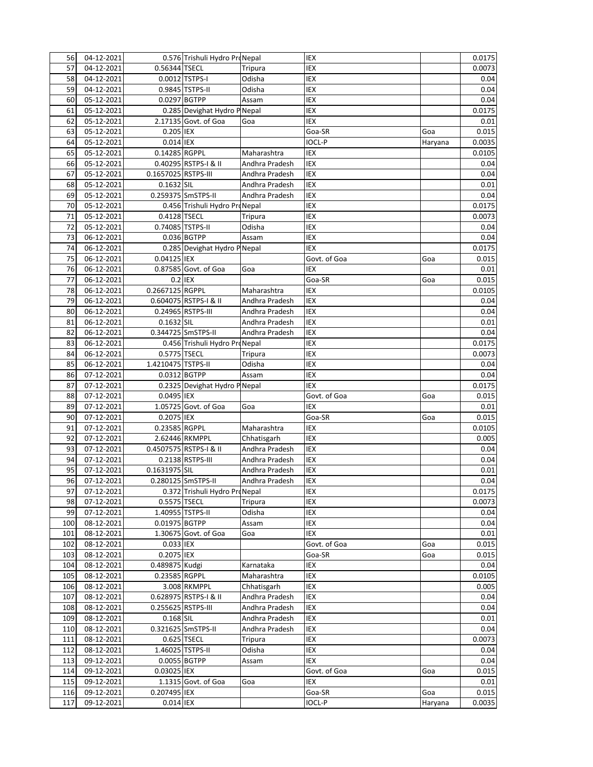| 56 | 04-12-2021 | 0.576 | Trishuli Hydro Pro | Nepal | IEX | | 0.0175 |
|---|---|---|---|---|---|---|---|
| 57 | 04-12-2021 | 0.56344 | TSECL | Tripura | IEX | | 0.0073 |
| 58 | 04-12-2021 | 0.0012 | TSTPS-I | Odisha | IEX | | 0.04 |
| 59 | 04-12-2021 | 0.9845 | TSTPS-II | Odisha | IEX | | 0.04 |
| 60 | 05-12-2021 | 0.0297 | BGTPP | Assam | IEX | | 0.04 |
| 61 | 05-12-2021 | 0.285 | Devighat Hydro P | Nepal | IEX | | 0.0175 |
| 62 | 05-12-2021 | 2.17135 | Govt. of Goa | Goa | IEX | | 0.01 |
| 63 | 05-12-2021 | 0.205 | IEX | | Goa-SR | Goa | 0.015 |
| 64 | 05-12-2021 | 0.014 | IEX | | IOCL-P | Haryana | 0.0035 |
| 65 | 05-12-2021 | 0.14285 | RGPPL | Maharashtra | IEX | | 0.0105 |
| 66 | 05-12-2021 | 0.40295 | RSTPS-I & II | Andhra Pradesh | IEX | | 0.04 |
| 67 | 05-12-2021 | 0.1657025 | RSTPS-III | Andhra Pradesh | IEX | | 0.04 |
| 68 | 05-12-2021 | 0.1632 | SIL | Andhra Pradesh | IEX | | 0.01 |
| 69 | 05-12-2021 | 0.259375 | SmSTPS-II | Andhra Pradesh | IEX | | 0.04 |
| 70 | 05-12-2021 | 0.456 | Trishuli Hydro Pro | Nepal | IEX | | 0.0175 |
| 71 | 05-12-2021 | 0.4128 | TSECL | Tripura | IEX | | 0.0073 |
| 72 | 05-12-2021 | 0.74085 | TSTPS-II | Odisha | IEX | | 0.04 |
| 73 | 06-12-2021 | 0.036 | BGTPP | Assam | IEX | | 0.04 |
| 74 | 06-12-2021 | 0.285 | Devighat Hydro P | Nepal | IEX | | 0.0175 |
| 75 | 06-12-2021 | 0.04125 | IEX | | Govt. of Goa | Goa | 0.015 |
| 76 | 06-12-2021 | 0.87585 | Govt. of Goa | Goa | IEX | | 0.01 |
| 77 | 06-12-2021 | 0.2 | IEX | | Goa-SR | Goa | 0.015 |
| 78 | 06-12-2021 | 0.2667125 | RGPPL | Maharashtra | IEX | | 0.0105 |
| 79 | 06-12-2021 | 0.604075 | RSTPS-I & II | Andhra Pradesh | IEX | | 0.04 |
| 80 | 06-12-2021 | 0.24965 | RSTPS-III | Andhra Pradesh | IEX | | 0.04 |
| 81 | 06-12-2021 | 0.1632 | SIL | Andhra Pradesh | IEX | | 0.01 |
| 82 | 06-12-2021 | 0.344725 | SmSTPS-II | Andhra Pradesh | IEX | | 0.04 |
| 83 | 06-12-2021 | 0.456 | Trishuli Hydro Pro | Nepal | IEX | | 0.0175 |
| 84 | 06-12-2021 | 0.5775 | TSECL | Tripura | IEX | | 0.0073 |
| 85 | 06-12-2021 | 1.4210475 | TSTPS-II | Odisha | IEX | | 0.04 |
| 86 | 07-12-2021 | 0.0312 | BGTPP | Assam | IEX | | 0.04 |
| 87 | 07-12-2021 | 0.2325 | Devighat Hydro P | Nepal | IEX | | 0.0175 |
| 88 | 07-12-2021 | 0.0495 | IEX | | Govt. of Goa | Goa | 0.015 |
| 89 | 07-12-2021 | 1.05725 | Govt. of Goa | Goa | IEX | | 0.01 |
| 90 | 07-12-2021 | 0.2075 | IEX | | Goa-SR | Goa | 0.015 |
| 91 | 07-12-2021 | 0.23585 | RGPPL | Maharashtra | IEX | | 0.0105 |
| 92 | 07-12-2021 | 2.62446 | RKMPPL | Chhatisgarh | IEX | | 0.005 |
| 93 | 07-12-2021 | 0.4507575 | RSTPS-I & II | Andhra Pradesh | IEX | | 0.04 |
| 94 | 07-12-2021 | 0.2138 | RSTPS-III | Andhra Pradesh | IEX | | 0.04 |
| 95 | 07-12-2021 | 0.1631975 | SIL | Andhra Pradesh | IEX | | 0.01 |
| 96 | 07-12-2021 | 0.280125 | SmSTPS-II | Andhra Pradesh | IEX | | 0.04 |
| 97 | 07-12-2021 | 0.372 | Trishuli Hydro Pro | Nepal | IEX | | 0.0175 |
| 98 | 07-12-2021 | 0.5575 | TSECL | Tripura | IEX | | 0.0073 |
| 99 | 07-12-2021 | 1.40955 | TSTPS-II | Odisha | IEX | | 0.04 |
| 100 | 08-12-2021 | 0.01975 | BGTPP | Assam | IEX | | 0.04 |
| 101 | 08-12-2021 | 1.30675 | Govt. of Goa | Goa | IEX | | 0.01 |
| 102 | 08-12-2021 | 0.033 | IEX | | Govt. of Goa | Goa | 0.015 |
| 103 | 08-12-2021 | 0.2075 | IEX | | Goa-SR | Goa | 0.015 |
| 104 | 08-12-2021 | 0.489875 | Kudgi | Karnataka | IEX | | 0.04 |
| 105 | 08-12-2021 | 0.23585 | RGPPL | Maharashtra | IEX | | 0.0105 |
| 106 | 08-12-2021 | 3.008 | RKMPPL | Chhatisgarh | IEX | | 0.005 |
| 107 | 08-12-2021 | 0.628975 | RSTPS-I & II | Andhra Pradesh | IEX | | 0.04 |
| 108 | 08-12-2021 | 0.255625 | RSTPS-III | Andhra Pradesh | IEX | | 0.04 |
| 109 | 08-12-2021 | 0.168 | SIL | Andhra Pradesh | IEX | | 0.01 |
| 110 | 08-12-2021 | 0.321625 | SmSTPS-II | Andhra Pradesh | IEX | | 0.04 |
| 111 | 08-12-2021 | 0.625 | TSECL | Tripura | IEX | | 0.0073 |
| 112 | 08-12-2021 | 1.46025 | TSTPS-II | Odisha | IEX | | 0.04 |
| 113 | 09-12-2021 | 0.0055 | BGTPP | Assam | IEX | | 0.04 |
| 114 | 09-12-2021 | 0.03025 | IEX | | Govt. of Goa | Goa | 0.015 |
| 115 | 09-12-2021 | 1.1315 | Govt. of Goa | Goa | IEX | | 0.01 |
| 116 | 09-12-2021 | 0.207495 | IEX | | Goa-SR | Goa | 0.015 |
| 117 | 09-12-2021 | 0.014 | IEX | | IOCL-P | Haryana | 0.0035 |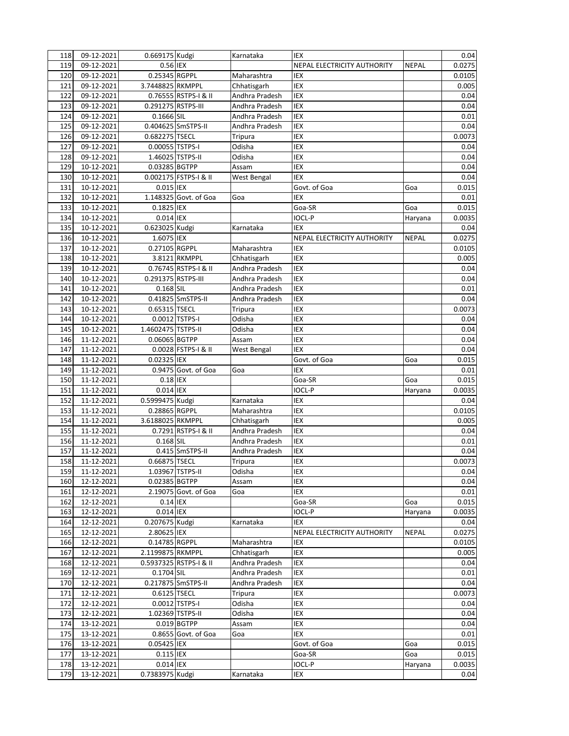| 118 | 09-12-2021 | 0.669175 | Kudgi | Karnataka | IEX | | 0.04 |
|---|---|---|---|---|---|---|---|
| 119 | 09-12-2021 | 0.56 | IEX | | NEPAL ELECTRICITY AUTHORITY | NEPAL | 0.0275 |
| 120 | 09-12-2021 | 0.25345 | RGPPL | Maharashtra | IEX | | 0.0105 |
| 121 | 09-12-2021 | 3.7448825 | RKMPPL | Chhatisgarh | IEX | | 0.005 |
| 122 | 09-12-2021 | 0.76555 | RSTPS-I & II | Andhra Pradesh | IEX | | 0.04 |
| 123 | 09-12-2021 | 0.291275 | RSTPS-III | Andhra Pradesh | IEX | | 0.04 |
| 124 | 09-12-2021 | 0.1666 | SIL | Andhra Pradesh | IEX | | 0.01 |
| 125 | 09-12-2021 | 0.404625 | SmSTPS-II | Andhra Pradesh | IEX | | 0.04 |
| 126 | 09-12-2021 | 0.682275 | TSECL | Tripura | IEX | | 0.0073 |
| 127 | 09-12-2021 | 0.00055 | TSTPS-I | Odisha | IEX | | 0.04 |
| 128 | 09-12-2021 | 1.46025 | TSTPS-II | Odisha | IEX | | 0.04 |
| 129 | 10-12-2021 | 0.03285 | BGTPP | Assam | IEX | | 0.04 |
| 130 | 10-12-2021 | 0.002175 | FSTPS-I & II | West Bengal | IEX | | 0.04 |
| 131 | 10-12-2021 | 0.015 | IEX | | Govt. of Goa | Goa | 0.015 |
| 132 | 10-12-2021 | 1.148325 | Govt. of Goa | Goa | IEX | | 0.01 |
| 133 | 10-12-2021 | 0.1825 | IEX | | Goa-SR | Goa | 0.015 |
| 134 | 10-12-2021 | 0.014 | IEX | | IOCL-P | Haryana | 0.0035 |
| 135 | 10-12-2021 | 0.623025 | Kudgi | Karnataka | IEX | | 0.04 |
| 136 | 10-12-2021 | 1.6075 | IEX | | NEPAL ELECTRICITY AUTHORITY | NEPAL | 0.0275 |
| 137 | 10-12-2021 | 0.27105 | RGPPL | Maharashtra | IEX | | 0.0105 |
| 138 | 10-12-2021 | 3.8121 | RKMPPL | Chhatisgarh | IEX | | 0.005 |
| 139 | 10-12-2021 | 0.76745 | RSTPS-I & II | Andhra Pradesh | IEX | | 0.04 |
| 140 | 10-12-2021 | 0.291375 | RSTPS-III | Andhra Pradesh | IEX | | 0.04 |
| 141 | 10-12-2021 | 0.168 | SIL | Andhra Pradesh | IEX | | 0.01 |
| 142 | 10-12-2021 | 0.41825 | SmSTPS-II | Andhra Pradesh | IEX | | 0.04 |
| 143 | 10-12-2021 | 0.65315 | TSECL | Tripura | IEX | | 0.0073 |
| 144 | 10-12-2021 | 0.0012 | TSTPS-I | Odisha | IEX | | 0.04 |
| 145 | 10-12-2021 | 1.4602475 | TSTPS-II | Odisha | IEX | | 0.04 |
| 146 | 11-12-2021 | 0.06065 | BGTPP | Assam | IEX | | 0.04 |
| 147 | 11-12-2021 | 0.0028 | FSTPS-I & II | West Bengal | IEX | | 0.04 |
| 148 | 11-12-2021 | 0.02325 | IEX | | Govt. of Goa | Goa | 0.015 |
| 149 | 11-12-2021 | 0.9475 | Govt. of Goa | Goa | IEX | | 0.01 |
| 150 | 11-12-2021 | 0.18 | IEX | | Goa-SR | Goa | 0.015 |
| 151 | 11-12-2021 | 0.014 | IEX | | IOCL-P | Haryana | 0.0035 |
| 152 | 11-12-2021 | 0.5999475 | Kudgi | Karnataka | IEX | | 0.04 |
| 153 | 11-12-2021 | 0.28865 | RGPPL | Maharashtra | IEX | | 0.0105 |
| 154 | 11-12-2021 | 3.6188025 | RKMPPL | Chhatisgarh | IEX | | 0.005 |
| 155 | 11-12-2021 | 0.7291 | RSTPS-I & II | Andhra Pradesh | IEX | | 0.04 |
| 156 | 11-12-2021 | 0.168 | SIL | Andhra Pradesh | IEX | | 0.01 |
| 157 | 11-12-2021 | 0.415 | SmSTPS-II | Andhra Pradesh | IEX | | 0.04 |
| 158 | 11-12-2021 | 0.66875 | TSECL | Tripura | IEX | | 0.0073 |
| 159 | 11-12-2021 | 1.03967 | TSTPS-II | Odisha | IEX | | 0.04 |
| 160 | 12-12-2021 | 0.02385 | BGTPP | Assam | IEX | | 0.04 |
| 161 | 12-12-2021 | 2.19075 | Govt. of Goa | Goa | IEX | | 0.01 |
| 162 | 12-12-2021 | 0.14 | IEX | | Goa-SR | Goa | 0.015 |
| 163 | 12-12-2021 | 0.014 | IEX | | IOCL-P | Haryana | 0.0035 |
| 164 | 12-12-2021 | 0.207675 | Kudgi | Karnataka | IEX | | 0.04 |
| 165 | 12-12-2021 | 2.80625 | IEX | | NEPAL ELECTRICITY AUTHORITY | NEPAL | 0.0275 |
| 166 | 12-12-2021 | 0.14785 | RGPPL | Maharashtra | IEX | | 0.0105 |
| 167 | 12-12-2021 | 2.1199875 | RKMPPL | Chhatisgarh | IEX | | 0.005 |
| 168 | 12-12-2021 | 0.5937325 | RSTPS-I & II | Andhra Pradesh | IEX | | 0.04 |
| 169 | 12-12-2021 | 0.1704 | SIL | Andhra Pradesh | IEX | | 0.01 |
| 170 | 12-12-2021 | 0.217875 | SmSTPS-II | Andhra Pradesh | IEX | | 0.04 |
| 171 | 12-12-2021 | 0.6125 | TSECL | Tripura | IEX | | 0.0073 |
| 172 | 12-12-2021 | 0.0012 | TSTPS-I | Odisha | IEX | | 0.04 |
| 173 | 12-12-2021 | 1.02369 | TSTPS-II | Odisha | IEX | | 0.04 |
| 174 | 13-12-2021 | 0.019 | BGTPP | Assam | IEX | | 0.04 |
| 175 | 13-12-2021 | 0.8655 | Govt. of Goa | Goa | IEX | | 0.01 |
| 176 | 13-12-2021 | 0.05425 | IEX | | Govt. of Goa | Goa | 0.015 |
| 177 | 13-12-2021 | 0.115 | IEX | | Goa-SR | Goa | 0.015 |
| 178 | 13-12-2021 | 0.014 | IEX | | IOCL-P | Haryana | 0.0035 |
| 179 | 13-12-2021 | 0.7383975 | Kudgi | Karnataka | IEX | | 0.04 |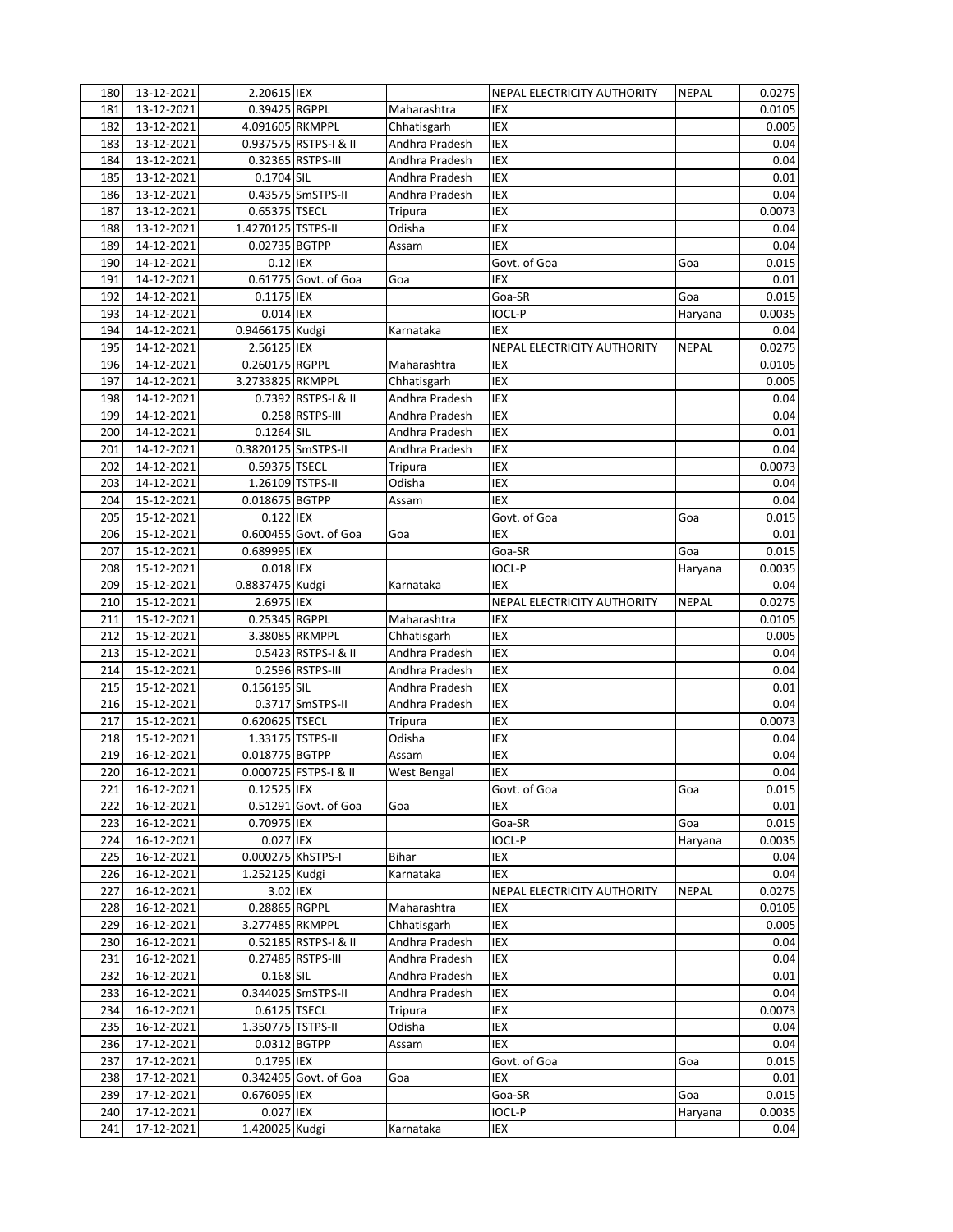| | | | | | | | |
|---|---|---|---|---|---|---|---|
| 180 | 13-12-2021 | 2.20615 | IEX | | NEPAL ELECTRICITY AUTHORITY | NEPAL | 0.0275 |
| 181 | 13-12-2021 | 0.39425 | RGPPL | Maharashtra | IEX | | 0.0105 |
| 182 | 13-12-2021 | 4.091605 | RKMPPL | Chhatisgarh | IEX | | 0.005 |
| 183 | 13-12-2021 | 0.937575 | RSTPS-I & II | Andhra Pradesh | IEX | | 0.04 |
| 184 | 13-12-2021 | 0.32365 | RSTPS-III | Andhra Pradesh | IEX | | 0.04 |
| 185 | 13-12-2021 | 0.1704 | SIL | Andhra Pradesh | IEX | | 0.01 |
| 186 | 13-12-2021 | 0.43575 | SmSTPS-II | Andhra Pradesh | IEX | | 0.04 |
| 187 | 13-12-2021 | 0.65375 | TSECL | Tripura | IEX | | 0.0073 |
| 188 | 13-12-2021 | 1.4270125 | TSTPS-II | Odisha | IEX | | 0.04 |
| 189 | 14-12-2021 | 0.02735 | BGTPP | Assam | IEX | | 0.04 |
| 190 | 14-12-2021 | 0.12 | IEX | | Govt. of Goa | Goa | 0.015 |
| 191 | 14-12-2021 | 0.61775 | Govt. of Goa | Goa | IEX | | 0.01 |
| 192 | 14-12-2021 | 0.1175 | IEX | | Goa-SR | Goa | 0.015 |
| 193 | 14-12-2021 | 0.014 | IEX | | IOCL-P | Haryana | 0.0035 |
| 194 | 14-12-2021 | 0.9466175 | Kudgi | Karnataka | IEX | | 0.04 |
| 195 | 14-12-2021 | 2.56125 | IEX | | NEPAL ELECTRICITY AUTHORITY | NEPAL | 0.0275 |
| 196 | 14-12-2021 | 0.260175 | RGPPL | Maharashtra | IEX | | 0.0105 |
| 197 | 14-12-2021 | 3.2733825 | RKMPPL | Chhatisgarh | IEX | | 0.005 |
| 198 | 14-12-2021 | 0.7392 | RSTPS-I & II | Andhra Pradesh | IEX | | 0.04 |
| 199 | 14-12-2021 | 0.258 | RSTPS-III | Andhra Pradesh | IEX | | 0.04 |
| 200 | 14-12-2021 | 0.1264 | SIL | Andhra Pradesh | IEX | | 0.01 |
| 201 | 14-12-2021 | 0.3820125 | SmSTPS-II | Andhra Pradesh | IEX | | 0.04 |
| 202 | 14-12-2021 | 0.59375 | TSECL | Tripura | IEX | | 0.0073 |
| 203 | 14-12-2021 | 1.26109 | TSTPS-II | Odisha | IEX | | 0.04 |
| 204 | 15-12-2021 | 0.018675 | BGTPP | Assam | IEX | | 0.04 |
| 205 | 15-12-2021 | 0.122 | IEX | | Govt. of Goa | Goa | 0.015 |
| 206 | 15-12-2021 | 0.600455 | Govt. of Goa | Goa | IEX | | 0.01 |
| 207 | 15-12-2021 | 0.689995 | IEX | | Goa-SR | Goa | 0.015 |
| 208 | 15-12-2021 | 0.018 | IEX | | IOCL-P | Haryana | 0.0035 |
| 209 | 15-12-2021 | 0.8837475 | Kudgi | Karnataka | IEX | | 0.04 |
| 210 | 15-12-2021 | 2.6975 | IEX | | NEPAL ELECTRICITY AUTHORITY | NEPAL | 0.0275 |
| 211 | 15-12-2021 | 0.25345 | RGPPL | Maharashtra | IEX | | 0.0105 |
| 212 | 15-12-2021 | 3.38085 | RKMPPL | Chhatisgarh | IEX | | 0.005 |
| 213 | 15-12-2021 | 0.5423 | RSTPS-I & II | Andhra Pradesh | IEX | | 0.04 |
| 214 | 15-12-2021 | 0.2596 | RSTPS-III | Andhra Pradesh | IEX | | 0.04 |
| 215 | 15-12-2021 | 0.156195 | SIL | Andhra Pradesh | IEX | | 0.01 |
| 216 | 15-12-2021 | 0.3717 | SmSTPS-II | Andhra Pradesh | IEX | | 0.04 |
| 217 | 15-12-2021 | 0.620625 | TSECL | Tripura | IEX | | 0.0073 |
| 218 | 15-12-2021 | 1.33175 | TSTPS-II | Odisha | IEX | | 0.04 |
| 219 | 16-12-2021 | 0.018775 | BGTPP | Assam | IEX | | 0.04 |
| 220 | 16-12-2021 | 0.000725 | FSTPS-I & II | West Bengal | IEX | | 0.04 |
| 221 | 16-12-2021 | 0.12525 | IEX | | Govt. of Goa | Goa | 0.015 |
| 222 | 16-12-2021 | 0.51291 | Govt. of Goa | Goa | IEX | | 0.01 |
| 223 | 16-12-2021 | 0.70975 | IEX | | Goa-SR | Goa | 0.015 |
| 224 | 16-12-2021 | 0.027 | IEX | | IOCL-P | Haryana | 0.0035 |
| 225 | 16-12-2021 | 0.000275 | KhSTPS-I | Bihar | IEX | | 0.04 |
| 226 | 16-12-2021 | 1.252125 | Kudgi | Karnataka | IEX | | 0.04 |
| 227 | 16-12-2021 | 3.02 | IEX | | NEPAL ELECTRICITY AUTHORITY | NEPAL | 0.0275 |
| 228 | 16-12-2021 | 0.28865 | RGPPL | Maharashtra | IEX | | 0.0105 |
| 229 | 16-12-2021 | 3.277485 | RKMPPL | Chhatisgarh | IEX | | 0.005 |
| 230 | 16-12-2021 | 0.52185 | RSTPS-I & II | Andhra Pradesh | IEX | | 0.04 |
| 231 | 16-12-2021 | 0.27485 | RSTPS-III | Andhra Pradesh | IEX | | 0.04 |
| 232 | 16-12-2021 | 0.168 | SIL | Andhra Pradesh | IEX | | 0.01 |
| 233 | 16-12-2021 | 0.344025 | SmSTPS-II | Andhra Pradesh | IEX | | 0.04 |
| 234 | 16-12-2021 | 0.6125 | TSECL | Tripura | IEX | | 0.0073 |
| 235 | 16-12-2021 | 1.350775 | TSTPS-II | Odisha | IEX | | 0.04 |
| 236 | 17-12-2021 | 0.0312 | BGTPP | Assam | IEX | | 0.04 |
| 237 | 17-12-2021 | 0.1795 | IEX | | Govt. of Goa | Goa | 0.015 |
| 238 | 17-12-2021 | 0.342495 | Govt. of Goa | Goa | IEX | | 0.01 |
| 239 | 17-12-2021 | 0.676095 | IEX | | Goa-SR | Goa | 0.015 |
| 240 | 17-12-2021 | 0.027 | IEX | | IOCL-P | Haryana | 0.0035 |
| 241 | 17-12-2021 | 1.420025 | Kudgi | Karnataka | IEX | | 0.04 |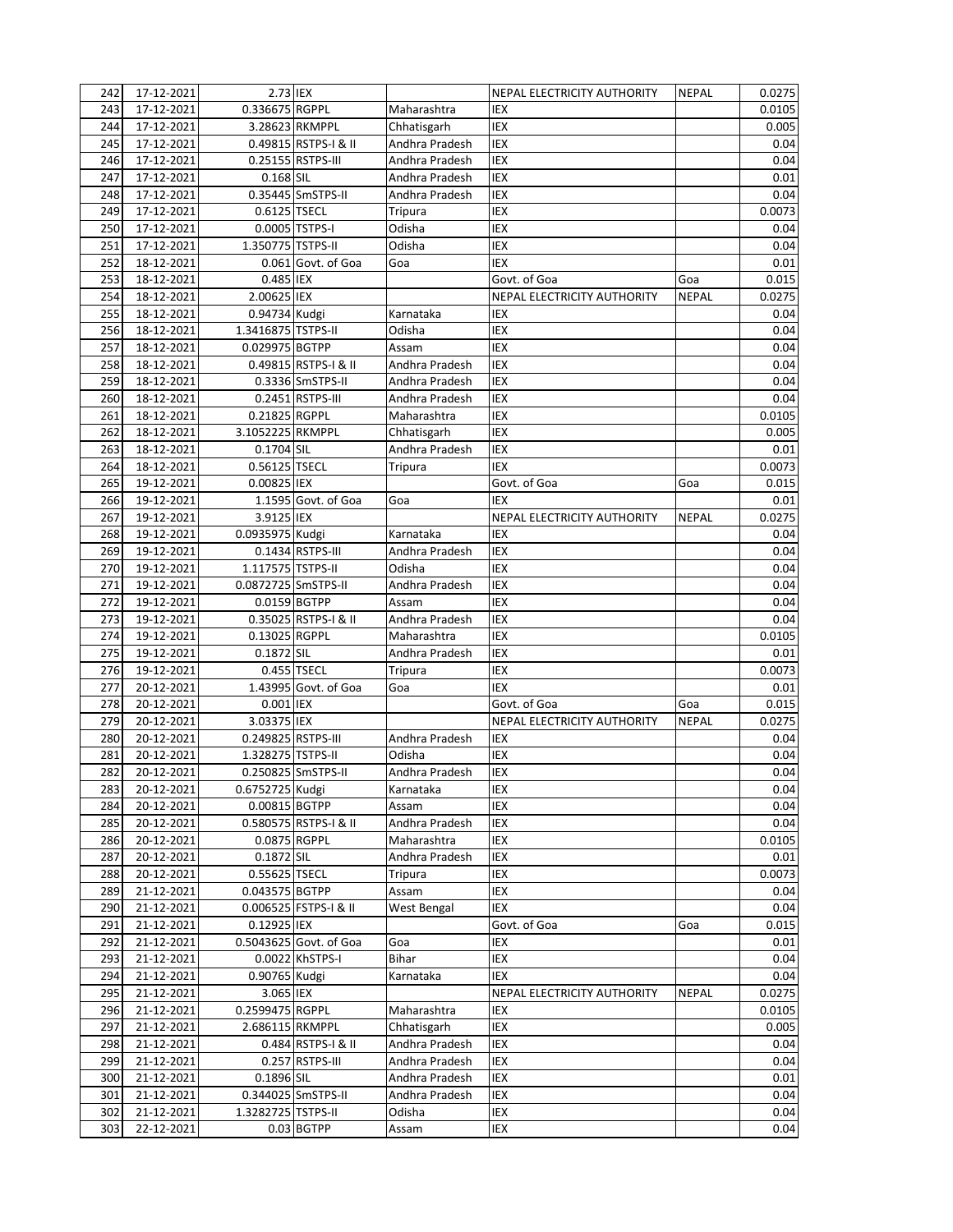| 242 | 17-12-2021 | 2.73 | IEX | | NEPAL ELECTRICITY AUTHORITY | NEPAL | 0.0275 |
|---|---|---|---|---|---|---|---|
| 243 | 17-12-2021 | 0.336675 | RGPPL | Maharashtra | IEX | | 0.0105 |
| 244 | 17-12-2021 | 3.28623 | RKMPPL | Chhatisgarh | IEX | | 0.005 |
| 245 | 17-12-2021 | 0.49815 | RSTPS-I & II | Andhra Pradesh | IEX | | 0.04 |
| 246 | 17-12-2021 | 0.25155 | RSTPS-III | Andhra Pradesh | IEX | | 0.04 |
| 247 | 17-12-2021 | 0.168 | SIL | Andhra Pradesh | IEX | | 0.01 |
| 248 | 17-12-2021 | 0.35445 | SmSTPS-II | Andhra Pradesh | IEX | | 0.04 |
| 249 | 17-12-2021 | 0.6125 | TSECL | Tripura | IEX | | 0.0073 |
| 250 | 17-12-2021 | 0.0005 | TSTPS-I | Odisha | IEX | | 0.04 |
| 251 | 17-12-2021 | 1.350775 | TSTPS-II | Odisha | IEX | | 0.04 |
| 252 | 18-12-2021 | 0.061 | Govt. of Goa | Goa | IEX | | 0.01 |
| 253 | 18-12-2021 | 0.485 | IEX | | Govt. of Goa | Goa | 0.015 |
| 254 | 18-12-2021 | 2.00625 | IEX | | NEPAL ELECTRICITY AUTHORITY | NEPAL | 0.0275 |
| 255 | 18-12-2021 | 0.94734 | Kudgi | Karnataka | IEX | | 0.04 |
| 256 | 18-12-2021 | 1.3416875 | TSTPS-II | Odisha | IEX | | 0.04 |
| 257 | 18-12-2021 | 0.029975 | BGTPP | Assam | IEX | | 0.04 |
| 258 | 18-12-2021 | 0.49815 | RSTPS-I & II | Andhra Pradesh | IEX | | 0.04 |
| 259 | 18-12-2021 | 0.3336 | SmSTPS-II | Andhra Pradesh | IEX | | 0.04 |
| 260 | 18-12-2021 | 0.2451 | RSTPS-III | Andhra Pradesh | IEX | | 0.04 |
| 261 | 18-12-2021 | 0.21825 | RGPPL | Maharashtra | IEX | | 0.0105 |
| 262 | 18-12-2021 | 3.1052225 | RKMPPL | Chhatisgarh | IEX | | 0.005 |
| 263 | 18-12-2021 | 0.1704 | SIL | Andhra Pradesh | IEX | | 0.01 |
| 264 | 18-12-2021 | 0.56125 | TSECL | Tripura | IEX | | 0.0073 |
| 265 | 19-12-2021 | 0.00825 | IEX | | Govt. of Goa | Goa | 0.015 |
| 266 | 19-12-2021 | 1.1595 | Govt. of Goa | Goa | IEX | | 0.01 |
| 267 | 19-12-2021 | 3.9125 | IEX | | NEPAL ELECTRICITY AUTHORITY | NEPAL | 0.0275 |
| 268 | 19-12-2021 | 0.0935975 | Kudgi | Karnataka | IEX | | 0.04 |
| 269 | 19-12-2021 | 0.1434 | RSTPS-III | Andhra Pradesh | IEX | | 0.04 |
| 270 | 19-12-2021 | 1.117575 | TSTPS-II | Odisha | IEX | | 0.04 |
| 271 | 19-12-2021 | 0.0872725 | SmSTPS-II | Andhra Pradesh | IEX | | 0.04 |
| 272 | 19-12-2021 | 0.0159 | BGTPP | Assam | IEX | | 0.04 |
| 273 | 19-12-2021 | 0.35025 | RSTPS-I & II | Andhra Pradesh | IEX | | 0.04 |
| 274 | 19-12-2021 | 0.13025 | RGPPL | Maharashtra | IEX | | 0.0105 |
| 275 | 19-12-2021 | 0.1872 | SIL | Andhra Pradesh | IEX | | 0.01 |
| 276 | 19-12-2021 | 0.455 | TSECL | Tripura | IEX | | 0.0073 |
| 277 | 20-12-2021 | 1.43995 | Govt. of Goa | Goa | IEX | | 0.01 |
| 278 | 20-12-2021 | 0.001 | IEX | | Govt. of Goa | Goa | 0.015 |
| 279 | 20-12-2021 | 3.03375 | IEX | | NEPAL ELECTRICITY AUTHORITY | NEPAL | 0.0275 |
| 280 | 20-12-2021 | 0.249825 | RSTPS-III | Andhra Pradesh | IEX | | 0.04 |
| 281 | 20-12-2021 | 1.328275 | TSTPS-II | Odisha | IEX | | 0.04 |
| 282 | 20-12-2021 | 0.250825 | SmSTPS-II | Andhra Pradesh | IEX | | 0.04 |
| 283 | 20-12-2021 | 0.6752725 | Kudgi | Karnataka | IEX | | 0.04 |
| 284 | 20-12-2021 | 0.00815 | BGTPP | Assam | IEX | | 0.04 |
| 285 | 20-12-2021 | 0.580575 | RSTPS-I & II | Andhra Pradesh | IEX | | 0.04 |
| 286 | 20-12-2021 | 0.0875 | RGPPL | Maharashtra | IEX | | 0.0105 |
| 287 | 20-12-2021 | 0.1872 | SIL | Andhra Pradesh | IEX | | 0.01 |
| 288 | 20-12-2021 | 0.55625 | TSECL | Tripura | IEX | | 0.0073 |
| 289 | 21-12-2021 | 0.043575 | BGTPP | Assam | IEX | | 0.04 |
| 290 | 21-12-2021 | 0.006525 | FSTPS-I & II | West Bengal | IEX | | 0.04 |
| 291 | 21-12-2021 | 0.12925 | IEX | | Govt. of Goa | Goa | 0.015 |
| 292 | 21-12-2021 | 0.5043625 | Govt. of Goa | Goa | IEX | | 0.01 |
| 293 | 21-12-2021 | 0.0022 | KhSTPS-I | Bihar | IEX | | 0.04 |
| 294 | 21-12-2021 | 0.90765 | Kudgi | Karnataka | IEX | | 0.04 |
| 295 | 21-12-2021 | 3.065 | IEX | | NEPAL ELECTRICITY AUTHORITY | NEPAL | 0.0275 |
| 296 | 21-12-2021 | 0.2599475 | RGPPL | Maharashtra | IEX | | 0.0105 |
| 297 | 21-12-2021 | 2.686115 | RKMPPL | Chhatisgarh | IEX | | 0.005 |
| 298 | 21-12-2021 | 0.484 | RSTPS-I & II | Andhra Pradesh | IEX | | 0.04 |
| 299 | 21-12-2021 | 0.257 | RSTPS-III | Andhra Pradesh | IEX | | 0.04 |
| 300 | 21-12-2021 | 0.1896 | SIL | Andhra Pradesh | IEX | | 0.01 |
| 301 | 21-12-2021 | 0.344025 | SmSTPS-II | Andhra Pradesh | IEX | | 0.04 |
| 302 | 21-12-2021 | 1.3282725 | TSTPS-II | Odisha | IEX | | 0.04 |
| 303 | 22-12-2021 | 0.03 | BGTPP | Assam | IEX | | 0.04 |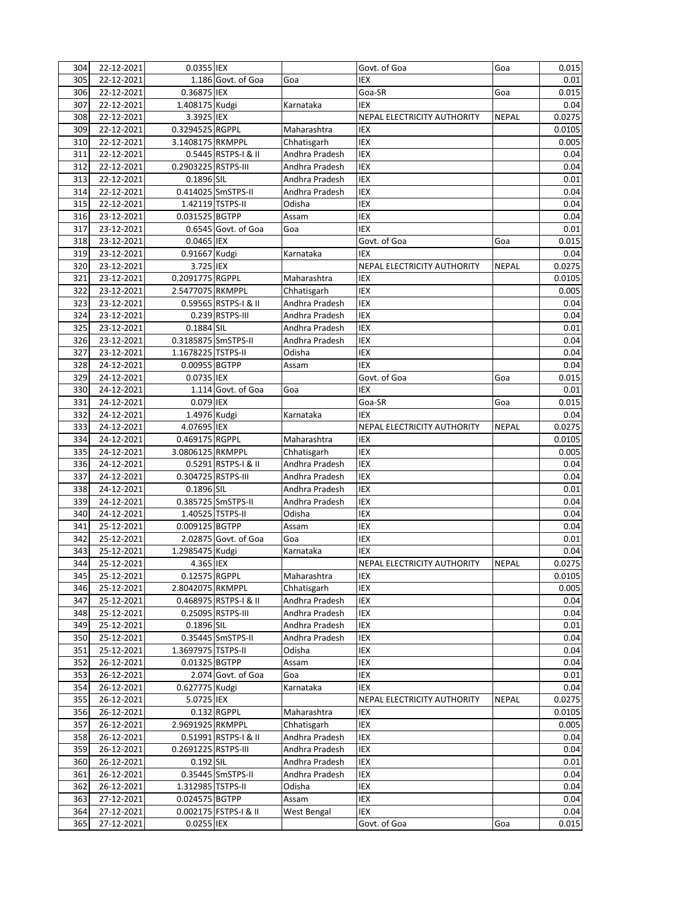| 304 | 22-12-2021 | 0.0355 | IEX | | Govt. of Goa | Goa | 0.015 |
|---|---|---|---|---|---|---|---|
| 305 | 22-12-2021 | 1.186 | Govt. of Goa | Goa | IEX | | 0.01 |
| 306 | 22-12-2021 | 0.36875 | IEX | | Goa-SR | Goa | 0.015 |
| 307 | 22-12-2021 | 1.408175 | Kudgi | Karnataka | IEX | | 0.04 |
| 308 | 22-12-2021 | 3.3925 | IEX | | NEPAL ELECTRICITY AUTHORITY | NEPAL | 0.0275 |
| 309 | 22-12-2021 | 0.3294525 | RGPPL | Maharashtra | IEX | | 0.0105 |
| 310 | 22-12-2021 | 3.1408175 | RKMPPL | Chhatisgarh | IEX | | 0.005 |
| 311 | 22-12-2021 | 0.5445 | RSTPS-I & II | Andhra Pradesh | IEX | | 0.04 |
| 312 | 22-12-2021 | 0.2903225 | RSTPS-III | Andhra Pradesh | IEX | | 0.04 |
| 313 | 22-12-2021 | 0.1896 | SIL | Andhra Pradesh | IEX | | 0.01 |
| 314 | 22-12-2021 | 0.414025 | SmSTPS-II | Andhra Pradesh | IEX | | 0.04 |
| 315 | 22-12-2021 | 1.42119 | TSTPS-II | Odisha | IEX | | 0.04 |
| 316 | 23-12-2021 | 0.031525 | BGTPP | Assam | IEX | | 0.04 |
| 317 | 23-12-2021 | 0.6545 | Govt. of Goa | Goa | IEX | | 0.01 |
| 318 | 23-12-2021 | 0.0465 | IEX | | Govt. of Goa | Goa | 0.015 |
| 319 | 23-12-2021 | 0.91667 | Kudgi | Karnataka | IEX | | 0.04 |
| 320 | 23-12-2021 | 3.725 | IEX | | NEPAL ELECTRICITY AUTHORITY | NEPAL | 0.0275 |
| 321 | 23-12-2021 | 0.2091775 | RGPPL | Maharashtra | IEX | | 0.0105 |
| 322 | 23-12-2021 | 2.5477075 | RKMPPL | Chhatisgarh | IEX | | 0.005 |
| 323 | 23-12-2021 | 0.59565 | RSTPS-I & II | Andhra Pradesh | IEX | | 0.04 |
| 324 | 23-12-2021 | 0.239 | RSTPS-III | Andhra Pradesh | IEX | | 0.04 |
| 325 | 23-12-2021 | 0.1884 | SIL | Andhra Pradesh | IEX | | 0.01 |
| 326 | 23-12-2021 | 0.3185875 | SmSTPS-II | Andhra Pradesh | IEX | | 0.04 |
| 327 | 23-12-2021 | 1.1678225 | TSTPS-II | Odisha | IEX | | 0.04 |
| 328 | 24-12-2021 | 0.00955 | BGTPP | Assam | IEX | | 0.04 |
| 329 | 24-12-2021 | 0.0735 | IEX | | Govt. of Goa | Goa | 0.015 |
| 330 | 24-12-2021 | 1.114 | Govt. of Goa | Goa | IEX | | 0.01 |
| 331 | 24-12-2021 | 0.079 | IEX | | Goa-SR | Goa | 0.015 |
| 332 | 24-12-2021 | 1.4976 | Kudgi | Karnataka | IEX | | 0.04 |
| 333 | 24-12-2021 | 4.07695 | IEX | | NEPAL ELECTRICITY AUTHORITY | NEPAL | 0.0275 |
| 334 | 24-12-2021 | 0.469175 | RGPPL | Maharashtra | IEX | | 0.0105 |
| 335 | 24-12-2021 | 3.0806125 | RKMPPL | Chhatisgarh | IEX | | 0.005 |
| 336 | 24-12-2021 | 0.5291 | RSTPS-I & II | Andhra Pradesh | IEX | | 0.04 |
| 337 | 24-12-2021 | 0.304725 | RSTPS-III | Andhra Pradesh | IEX | | 0.04 |
| 338 | 24-12-2021 | 0.1896 | SIL | Andhra Pradesh | IEX | | 0.01 |
| 339 | 24-12-2021 | 0.385725 | SmSTPS-II | Andhra Pradesh | IEX | | 0.04 |
| 340 | 24-12-2021 | 1.40525 | TSTPS-II | Odisha | IEX | | 0.04 |
| 341 | 25-12-2021 | 0.009125 | BGTPP | Assam | IEX | | 0.04 |
| 342 | 25-12-2021 | 2.02875 | Govt. of Goa | Goa | IEX | | 0.01 |
| 343 | 25-12-2021 | 1.2985475 | Kudgi | Karnataka | IEX | | 0.04 |
| 344 | 25-12-2021 | 4.365 | IEX | | NEPAL ELECTRICITY AUTHORITY | NEPAL | 0.0275 |
| 345 | 25-12-2021 | 0.12575 | RGPPL | Maharashtra | IEX | | 0.0105 |
| 346 | 25-12-2021 | 2.8042075 | RKMPPL | Chhatisgarh | IEX | | 0.005 |
| 347 | 25-12-2021 | 0.468975 | RSTPS-I & II | Andhra Pradesh | IEX | | 0.04 |
| 348 | 25-12-2021 | 0.25095 | RSTPS-III | Andhra Pradesh | IEX | | 0.04 |
| 349 | 25-12-2021 | 0.1896 | SIL | Andhra Pradesh | IEX | | 0.01 |
| 350 | 25-12-2021 | 0.35445 | SmSTPS-II | Andhra Pradesh | IEX | | 0.04 |
| 351 | 25-12-2021 | 1.3697975 | TSTPS-II | Odisha | IEX | | 0.04 |
| 352 | 26-12-2021 | 0.01325 | BGTPP | Assam | IEX | | 0.04 |
| 353 | 26-12-2021 | 2.074 | Govt. of Goa | Goa | IEX | | 0.01 |
| 354 | 26-12-2021 | 0.627775 | Kudgi | Karnataka | IEX | | 0.04 |
| 355 | 26-12-2021 | 5.0725 | IEX | | NEPAL ELECTRICITY AUTHORITY | NEPAL | 0.0275 |
| 356 | 26-12-2021 | 0.132 | RGPPL | Maharashtra | IEX | | 0.0105 |
| 357 | 26-12-2021 | 2.9691925 | RKMPPL | Chhatisgarh | IEX | | 0.005 |
| 358 | 26-12-2021 | 0.51991 | RSTPS-I & II | Andhra Pradesh | IEX | | 0.04 |
| 359 | 26-12-2021 | 0.2691225 | RSTPS-III | Andhra Pradesh | IEX | | 0.04 |
| 360 | 26-12-2021 | 0.192 | SIL | Andhra Pradesh | IEX | | 0.01 |
| 361 | 26-12-2021 | 0.35445 | SmSTPS-II | Andhra Pradesh | IEX | | 0.04 |
| 362 | 26-12-2021 | 1.312985 | TSTPS-II | Odisha | IEX | | 0.04 |
| 363 | 27-12-2021 | 0.024575 | BGTPP | Assam | IEX | | 0.04 |
| 364 | 27-12-2021 | 0.002175 | FSTPS-I & II | West Bengal | IEX | | 0.04 |
| 365 | 27-12-2021 | 0.0255 | IEX | | Govt. of Goa | Goa | 0.015 |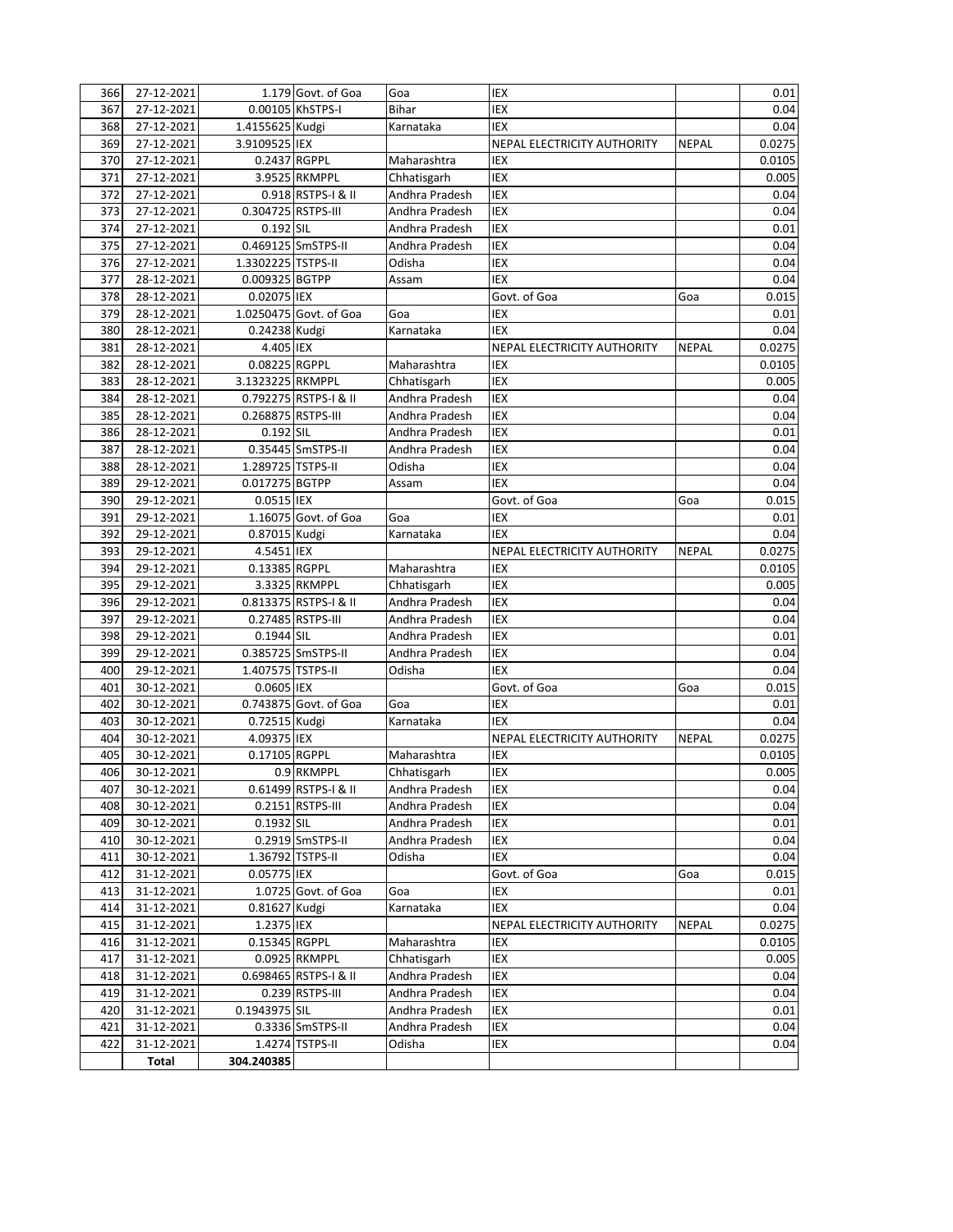| | | | | | | | |
|---|---|---|---|---|---|---|---|
| 366 | 27-12-2021 | 1.179 | Govt. of Goa | Goa | IEX | | 0.01 |
| 367 | 27-12-2021 | 0.00105 | KhSTPS-I | Bihar | IEX | | 0.04 |
| 368 | 27-12-2021 | 1.4155625 | Kudgi | Karnataka | IEX | | 0.04 |
| 369 | 27-12-2021 | 3.9109525 | IEX | | NEPAL ELECTRICITY AUTHORITY | NEPAL | 0.0275 |
| 370 | 27-12-2021 | 0.2437 | RGPPL | Maharashtra | IEX | | 0.0105 |
| 371 | 27-12-2021 | 3.9525 | RKMPPL | Chhatisgarh | IEX | | 0.005 |
| 372 | 27-12-2021 | 0.918 | RSTPS-I & II | Andhra Pradesh | IEX | | 0.04 |
| 373 | 27-12-2021 | 0.304725 | RSTPS-III | Andhra Pradesh | IEX | | 0.04 |
| 374 | 27-12-2021 | 0.192 | SIL | Andhra Pradesh | IEX | | 0.01 |
| 375 | 27-12-2021 | 0.469125 | SmSTPS-II | Andhra Pradesh | IEX | | 0.04 |
| 376 | 27-12-2021 | 1.3302225 | TSTPS-II | Odisha | IEX | | 0.04 |
| 377 | 28-12-2021 | 0.009325 | BGTPP | Assam | IEX | | 0.04 |
| 378 | 28-12-2021 | 0.02075 | IEX | | Govt. of Goa | Goa | 0.015 |
| 379 | 28-12-2021 | 1.0250475 | Govt. of Goa | Goa | IEX | | 0.01 |
| 380 | 28-12-2021 | 0.24238 | Kudgi | Karnataka | IEX | | 0.04 |
| 381 | 28-12-2021 | 4.405 | IEX | | NEPAL ELECTRICITY AUTHORITY | NEPAL | 0.0275 |
| 382 | 28-12-2021 | 0.08225 | RGPPL | Maharashtra | IEX | | 0.0105 |
| 383 | 28-12-2021 | 3.1323225 | RKMPPL | Chhatisgarh | IEX | | 0.005 |
| 384 | 28-12-2021 | 0.792275 | RSTPS-I & II | Andhra Pradesh | IEX | | 0.04 |
| 385 | 28-12-2021 | 0.268875 | RSTPS-III | Andhra Pradesh | IEX | | 0.04 |
| 386 | 28-12-2021 | 0.192 | SIL | Andhra Pradesh | IEX | | 0.01 |
| 387 | 28-12-2021 | 0.35445 | SmSTPS-II | Andhra Pradesh | IEX | | 0.04 |
| 388 | 28-12-2021 | 1.289725 | TSTPS-II | Odisha | IEX | | 0.04 |
| 389 | 29-12-2021 | 0.017275 | BGTPP | Assam | IEX | | 0.04 |
| 390 | 29-12-2021 | 0.0515 | IEX | | Govt. of Goa | Goa | 0.015 |
| 391 | 29-12-2021 | 1.16075 | Govt. of Goa | Goa | IEX | | 0.01 |
| 392 | 29-12-2021 | 0.87015 | Kudgi | Karnataka | IEX | | 0.04 |
| 393 | 29-12-2021 | 4.5451 | IEX | | NEPAL ELECTRICITY AUTHORITY | NEPAL | 0.0275 |
| 394 | 29-12-2021 | 0.13385 | RGPPL | Maharashtra | IEX | | 0.0105 |
| 395 | 29-12-2021 | 3.3325 | RKMPPL | Chhatisgarh | IEX | | 0.005 |
| 396 | 29-12-2021 | 0.813375 | RSTPS-I & II | Andhra Pradesh | IEX | | 0.04 |
| 397 | 29-12-2021 | 0.27485 | RSTPS-III | Andhra Pradesh | IEX | | 0.04 |
| 398 | 29-12-2021 | 0.1944 | SIL | Andhra Pradesh | IEX | | 0.01 |
| 399 | 29-12-2021 | 0.385725 | SmSTPS-II | Andhra Pradesh | IEX | | 0.04 |
| 400 | 29-12-2021 | 1.407575 | TSTPS-II | Odisha | IEX | | 0.04 |
| 401 | 30-12-2021 | 0.0605 | IEX | | Govt. of Goa | Goa | 0.015 |
| 402 | 30-12-2021 | 0.743875 | Govt. of Goa | Goa | IEX | | 0.01 |
| 403 | 30-12-2021 | 0.72515 | Kudgi | Karnataka | IEX | | 0.04 |
| 404 | 30-12-2021 | 4.09375 | IEX | | NEPAL ELECTRICITY AUTHORITY | NEPAL | 0.0275 |
| 405 | 30-12-2021 | 0.17105 | RGPPL | Maharashtra | IEX | | 0.0105 |
| 406 | 30-12-2021 | 0.9 | RKMPPL | Chhatisgarh | IEX | | 0.005 |
| 407 | 30-12-2021 | 0.61499 | RSTPS-I & II | Andhra Pradesh | IEX | | 0.04 |
| 408 | 30-12-2021 | 0.2151 | RSTPS-III | Andhra Pradesh | IEX | | 0.04 |
| 409 | 30-12-2021 | 0.1932 | SIL | Andhra Pradesh | IEX | | 0.01 |
| 410 | 30-12-2021 | 0.2919 | SmSTPS-II | Andhra Pradesh | IEX | | 0.04 |
| 411 | 30-12-2021 | 1.36792 | TSTPS-II | Odisha | IEX | | 0.04 |
| 412 | 31-12-2021 | 0.05775 | IEX | | Govt. of Goa | Goa | 0.015 |
| 413 | 31-12-2021 | 1.0725 | Govt. of Goa | Goa | IEX | | 0.01 |
| 414 | 31-12-2021 | 0.81627 | Kudgi | Karnataka | IEX | | 0.04 |
| 415 | 31-12-2021 | 1.2375 | IEX | | NEPAL ELECTRICITY AUTHORITY | NEPAL | 0.0275 |
| 416 | 31-12-2021 | 0.15345 | RGPPL | Maharashtra | IEX | | 0.0105 |
| 417 | 31-12-2021 | 0.0925 | RKMPPL | Chhatisgarh | IEX | | 0.005 |
| 418 | 31-12-2021 | 0.698465 | RSTPS-I & II | Andhra Pradesh | IEX | | 0.04 |
| 419 | 31-12-2021 | 0.239 | RSTPS-III | Andhra Pradesh | IEX | | 0.04 |
| 420 | 31-12-2021 | 0.1943975 | SIL | Andhra Pradesh | IEX | | 0.01 |
| 421 | 31-12-2021 | 0.3336 | SmSTPS-II | Andhra Pradesh | IEX | | 0.04 |
| 422 | 31-12-2021 | 1.4274 | TSTPS-II | Odisha | IEX | | 0.04 |
| | **Total** | **304.240385** | | | | | |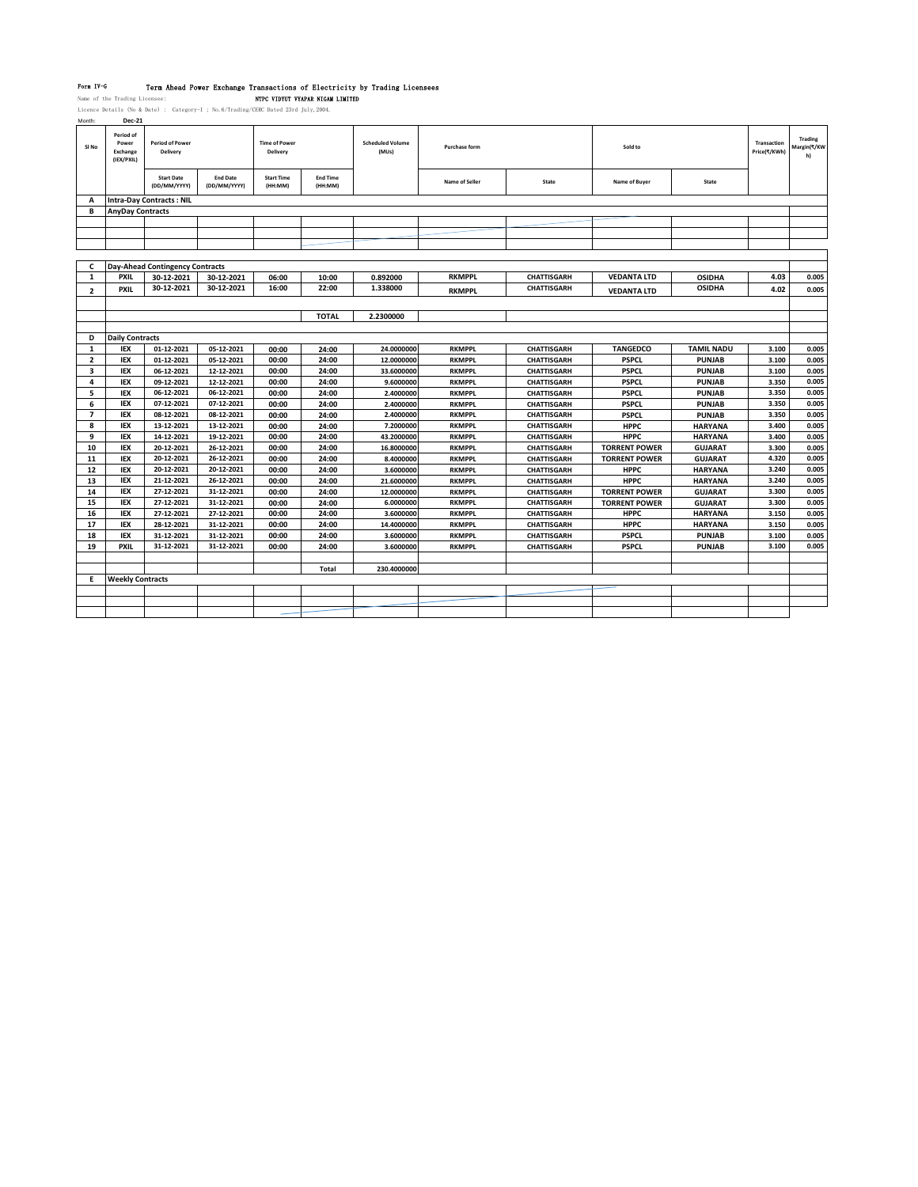Form IV-G Term Ahead Power Exchange Transactions of Electricity by Trading Licensees

Name of the Trading Licensee: NTPC VIDYUT VYAPAR NIGAM LIMITED

Licence Details (No & Date) : Category-I ; No.6/Trading/CERC Dated 23rd July,2004.

Month: **Dec-21**

| Sl No | Period of Power Exchange (IEX/PXIL) | Period of Power Delivery | | Time of Power Delivery | | Scheduled Volume (MUs) | Purchase form | | Sold to | | Transaction Price(₹/KWh) | Trading Margin(₹/KWh) |
|---|---|---|---|---|---|---|---|---|---|---|---|---|
| | | Start Date (DD/MM/YYYY) | End Date (DD/MM/YYYY) | Start Time (HH:MM) | End Time (HH:MM) | | Name of Seller | State | Name of Buyer | State | | |
| A | Intra-Day Contracts : NIL | | | | | | | | | | | |
| B | AnyDay Contracts | | | | | | | | | | | |
| C | Day-Ahead Contingency Contracts | | | | | | | | | | | |
| 1 | PXIL | 30-12-2021 | 30-12-2021 | 06:00 | 10:00 | 0.892000 | RKMPPL | CHATTISGARH | VEDANTA LTD | OSIDHA | 4.03 | 0.005 |
| 2 | PXIL | 30-12-2021 | 30-12-2021 | 16:00 | 22:00 | 1.338000 | RKMPPL | CHATTISGARH | VEDANTA LTD | OSIDHA | 4.02 | 0.005 |
| | | | | | TOTAL | 2.2300000 | | | | | | |
| D | Daily Contracts | | | | | | | | | | | |
| 1 | IEX | 01-12-2021 | 05-12-2021 | 00:00 | 24:00 | 24.0000000 | RKMPPL | CHATTISGARH | TANGEDCO | TAMIL NADU | 3.100 | 0.005 |
| 2 | IEX | 01-12-2021 | 05-12-2021 | 00:00 | 24:00 | 12.0000000 | RKMPPL | CHATTISGARH | PSPCL | PUNJAB | 3.100 | 0.005 |
| 3 | IEX | 06-12-2021 | 12-12-2021 | 00:00 | 24:00 | 33.6000000 | RKMPPL | CHATTISGARH | PSPCL | PUNJAB | 3.100 | 0.005 |
| 4 | IEX | 09-12-2021 | 12-12-2021 | 00:00 | 24:00 | 9.6000000 | RKMPPL | CHATTISGARH | PSPCL | PUNJAB | 3.350 | 0.005 |
| 5 | IEX | 06-12-2021 | 06-12-2021 | 00:00 | 24:00 | 2.4000000 | RKMPPL | CHATTISGARH | PSPCL | PUNJAB | 3.350 | 0.005 |
| 6 | IEX | 07-12-2021 | 07-12-2021 | 00:00 | 24:00 | 2.4000000 | RKMPPL | CHATTISGARH | PSPCL | PUNJAB | 3.350 | 0.005 |
| 7 | IEX | 08-12-2021 | 08-12-2021 | 00:00 | 24:00 | 2.4000000 | RKMPPL | CHATTISGARH | PSPCL | PUNJAB | 3.350 | 0.005 |
| 8 | IEX | 13-12-2021 | 13-12-2021 | 00:00 | 24:00 | 7.2000000 | RKMPPL | CHATTISGARH | HPPC | HARYANA | 3.400 | 0.005 |
| 9 | IEX | 14-12-2021 | 19-12-2021 | 00:00 | 24:00 | 43.2000000 | RKMPPL | CHATTISGARH | HPPC | HARYANA | 3.400 | 0.005 |
| 10 | IEX | 20-12-2021 | 26-12-2021 | 00:00 | 24:00 | 16.8000000 | RKMPPL | CHATTISGARH | TORRENT POWER | GUJARAT | 3.300 | 0.005 |
| 11 | IEX | 20-12-2021 | 26-12-2021 | 00:00 | 24:00 | 8.4000000 | RKMPPL | CHATTISGARH | TORRENT POWER | GUJARAT | 4.320 | 0.005 |
| 12 | IEX | 20-12-2021 | 20-12-2021 | 00:00 | 24:00 | 3.6000000 | RKMPPL | CHATTISGARH | HPPC | HARYANA | 3.240 | 0.005 |
| 13 | IEX | 21-12-2021 | 26-12-2021 | 00:00 | 24:00 | 21.6000000 | RKMPPL | CHATTISGARH | HPPC | HARYANA | 3.240 | 0.005 |
| 14 | IEX | 27-12-2021 | 31-12-2021 | 00:00 | 24:00 | 12.0000000 | RKMPPL | CHATTISGARH | TORRENT POWER | GUJARAT | 3.300 | 0.005 |
| 15 | IEX | 27-12-2021 | 31-12-2021 | 00:00 | 24:00 | 6.0000000 | RKMPPL | CHATTISGARH | TORRENT POWER | GUJARAT | 3.300 | 0.005 |
| 16 | IEX | 27-12-2021 | 27-12-2021 | 00:00 | 24:00 | 3.6000000 | RKMPPL | CHATTISGARH | HPPC | HARYANA | 3.150 | 0.005 |
| 17 | IEX | 28-12-2021 | 31-12-2021 | 00:00 | 24:00 | 14.4000000 | RKMPPL | CHATTISGARH | HPPC | HARYANA | 3.150 | 0.005 |
| 18 | IEX | 31-12-2021 | 31-12-2021 | 00:00 | 24:00 | 3.6000000 | RKMPPL | CHATTISGARH | PSPCL | PUNJAB | 3.100 | 0.005 |
| 19 | PXIL | 31-12-2021 | 31-12-2021 | 00:00 | 24:00 | 3.6000000 | RKMPPL | CHATTISGARH | PSPCL | PUNJAB | 3.100 | 0.005 |
| | | | | | Total | 230.4000000 | | | | | | |
| E | Weekly Contracts | | | | | | | | | | | |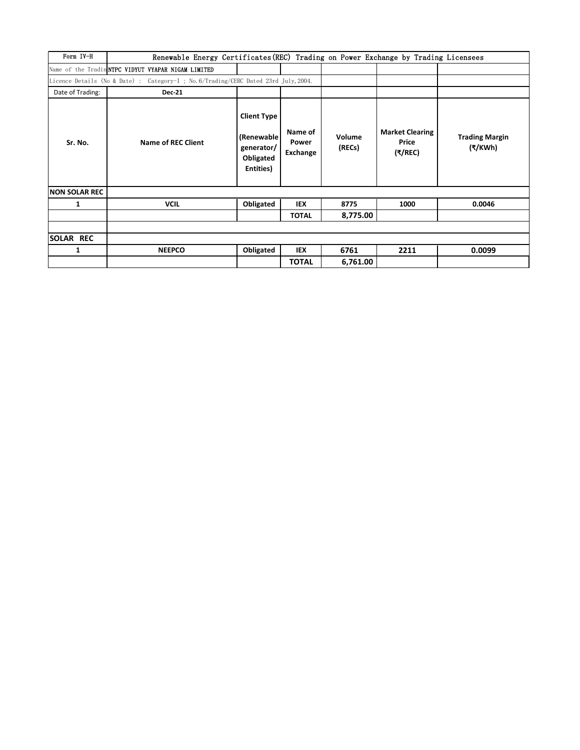| Form IV-H | Renewable Energy Certificates(REC) Trading on Power Exchange by Trading Licensees | | | | | |
|---|---|---|---|---|---|---|
| Name of the Tradin | NTPC VIDYUT VYAPAR NIGAM LIMITED | | | | | |
| Licence Details (No & Date) : Category-I ; No.6/Trading/CERC Dated 23rd July,2004. | | | | | | |
| Date of Trading: | **Dec-21** | | | | | |
| **Sr. No.** | **Name of REC Client** | **Client Type (Renewable generator/ Obligated Entities)** | **Name of Power Exchange** | **Volume (RECs)** | **Market Clearing Price (₹/REC)** | **Trading Margin (₹/KWh)** |
| **NON SOLAR REC** | | | | | | |
| **1** | **VCIL** | **Obligated** | **IEX** | **8775** | **1000** | **0.0046** |
| | | | **TOTAL** | **8,775.00** | | |
| | | | | | | |
| **SOLAR REC** | | | | | | |
| **1** | **NEEPCO** | **Obligated** | **IEX** | **6761** | **2211** | **0.0099** |
| | | | **TOTAL** | **6,761.00** | | |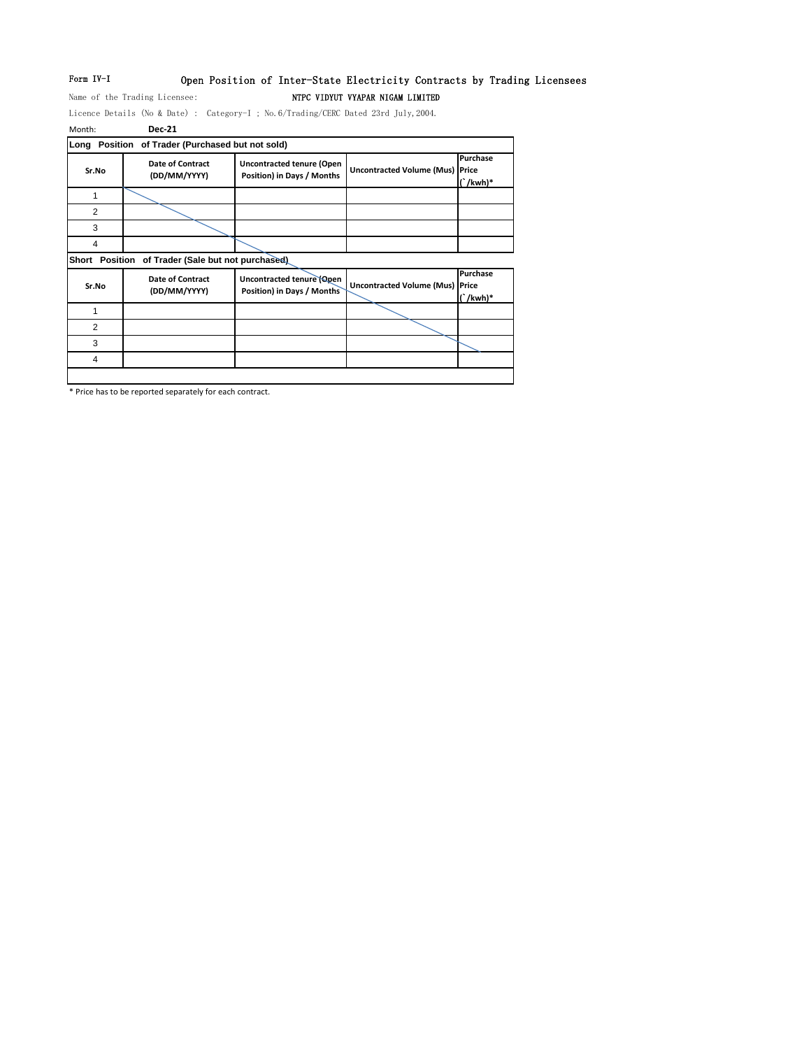Form IV-I

# Open Position of Inter-State Electricity Contracts by Trading Licensees

Name of the Trading Licensee: **NTPC VIDYUT VYAPAR NIGAM LIMITED**

Licence Details (No & Date) : Category-I ; No.6/Trading/CERC Dated 23rd July,2004.

Month: **Dec-21**

**Long Position of Trader (Purchased but not sold)**

| Sr.No | Date of Contract (DD/MM/YYYY) | Uncontracted tenure (Open Position) in Days / Months | Uncontracted Volume (Mus) | Purchase Price (`/kwh)* |
|---|---|---|---|---|
| 1 | | | | |
| 2 | | | | |
| 3 | | | | |
| 4 | | | | |

**Short Position of Trader (Sale but not purchased)**

| Sr.No | Date of Contract (DD/MM/YYYY) | Uncontracted tenure (Open Position) in Days / Months | Uncontracted Volume (Mus) | Purchase Price (`/kwh)* |
|---|---|---|---|---|
| 1 | | | | |
| 2 | | | | |
| 3 | | | | |
| 4 | | | | |

* Price has to be reported separately for each contract.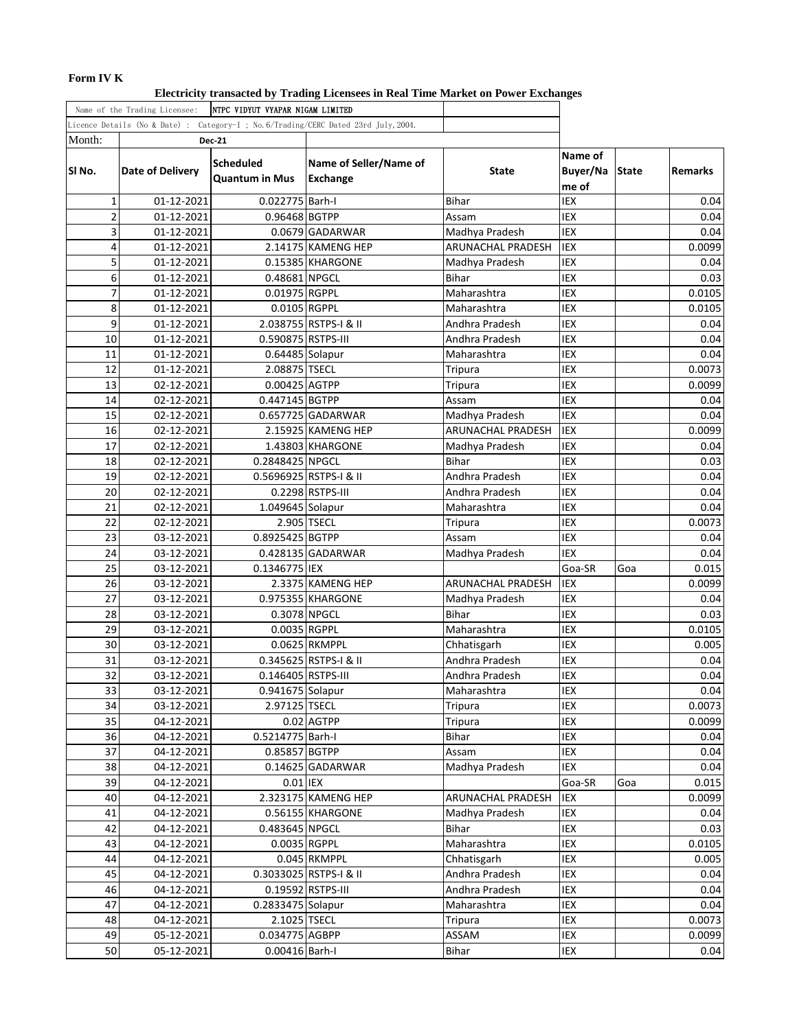**Form IV K**

**Electricity transacted by Trading Licensees in Real Time Market on Power Exchanges**

| Name of the Trading Licensee: | NTPC VIDYUT VYAPAR NIGAM LIMITED | | | | | | |
|---|---|---|---|---|---|---|---|
| Licence Details (No & Date) : Category-I ; No.6/Trading/CERC Dated 23rd July,2004. | | | | | | | |
| Month: | Dec-21 | | | | | | |
| **Sl No.** | **Date of Delivery** | **Scheduled Quantum in Mus** | **Name of Seller/Name of Exchange** | **State** | **Name of Buyer/Name of** | **State** | **Remarks** |
| 1 | 01-12-2021 | 0.022775 | Barh-I | Bihar | IEX | | 0.04 |
| 2 | 01-12-2021 | 0.96468 | BGTPP | Assam | IEX | | 0.04 |
| 3 | 01-12-2021 | 0.0679 | GADARWAR | Madhya Pradesh | IEX | | 0.04 |
| 4 | 01-12-2021 | 2.14175 | KAMENG HEP | ARUNACHAL PRADESH | IEX | | 0.0099 |
| 5 | 01-12-2021 | 0.15385 | KHARGONE | Madhya Pradesh | IEX | | 0.04 |
| 6 | 01-12-2021 | 0.48681 | NPGCL | Bihar | IEX | | 0.03 |
| 7 | 01-12-2021 | 0.01975 | RGPPL | Maharashtra | IEX | | 0.0105 |
| 8 | 01-12-2021 | 0.0105 | RGPPL | Maharashtra | IEX | | 0.0105 |
| 9 | 01-12-2021 | 2.038755 | RSTPS-I & II | Andhra Pradesh | IEX | | 0.04 |
| 10 | 01-12-2021 | 0.590875 | RSTPS-III | Andhra Pradesh | IEX | | 0.04 |
| 11 | 01-12-2021 | 0.64485 | Solapur | Maharashtra | IEX | | 0.04 |
| 12 | 01-12-2021 | 2.08875 | TSECL | Tripura | IEX | | 0.0073 |
| 13 | 02-12-2021 | 0.00425 | AGTPP | Tripura | IEX | | 0.0099 |
| 14 | 02-12-2021 | 0.447145 | BGTPP | Assam | IEX | | 0.04 |
| 15 | 02-12-2021 | 0.657725 | GADARWAR | Madhya Pradesh | IEX | | 0.04 |
| 16 | 02-12-2021 | 2.15925 | KAMENG HEP | ARUNACHAL PRADESH | IEX | | 0.0099 |
| 17 | 02-12-2021 | 1.43803 | KHARGONE | Madhya Pradesh | IEX | | 0.04 |
| 18 | 02-12-2021 | 0.2848425 | NPGCL | Bihar | IEX | | 0.03 |
| 19 | 02-12-2021 | 0.5696925 | RSTPS-I & II | Andhra Pradesh | IEX | | 0.04 |
| 20 | 02-12-2021 | 0.2298 | RSTPS-III | Andhra Pradesh | IEX | | 0.04 |
| 21 | 02-12-2021 | 1.049645 | Solapur | Maharashtra | IEX | | 0.04 |
| 22 | 02-12-2021 | 2.905 | TSECL | Tripura | IEX | | 0.0073 |
| 23 | 03-12-2021 | 0.8925425 | BGTPP | Assam | IEX | | 0.04 |
| 24 | 03-12-2021 | 0.428135 | GADARWAR | Madhya Pradesh | IEX | | 0.04 |
| 25 | 03-12-2021 | 0.1346775 | IEX | | Goa-SR | Goa | 0.015 |
| 26 | 03-12-2021 | 2.3375 | KAMENG HEP | ARUNACHAL PRADESH | IEX | | 0.0099 |
| 27 | 03-12-2021 | 0.975355 | KHARGONE | Madhya Pradesh | IEX | | 0.04 |
| 28 | 03-12-2021 | 0.3078 | NPGCL | Bihar | IEX | | 0.03 |
| 29 | 03-12-2021 | 0.0035 | RGPPL | Maharashtra | IEX | | 0.0105 |
| 30 | 03-12-2021 | 0.0625 | RKMPPL | Chhatisgarh | IEX | | 0.005 |
| 31 | 03-12-2021 | 0.345625 | RSTPS-I & II | Andhra Pradesh | IEX | | 0.04 |
| 32 | 03-12-2021 | 0.146405 | RSTPS-III | Andhra Pradesh | IEX | | 0.04 |
| 33 | 03-12-2021 | 0.941675 | Solapur | Maharashtra | IEX | | 0.04 |
| 34 | 03-12-2021 | 2.97125 | TSECL | Tripura | IEX | | 0.0073 |
| 35 | 04-12-2021 | 0.02 | AGTPP | Tripura | IEX | | 0.0099 |
| 36 | 04-12-2021 | 0.5214775 | Barh-I | Bihar | IEX | | 0.04 |
| 37 | 04-12-2021 | 0.85857 | BGTPP | Assam | IEX | | 0.04 |
| 38 | 04-12-2021 | 0.14625 | GADARWAR | Madhya Pradesh | IEX | | 0.04 |
| 39 | 04-12-2021 | 0.01 | IEX | | Goa-SR | Goa | 0.015 |
| 40 | 04-12-2021 | 2.323175 | KAMENG HEP | ARUNACHAL PRADESH | IEX | | 0.0099 |
| 41 | 04-12-2021 | 0.56155 | KHARGONE | Madhya Pradesh | IEX | | 0.04 |
| 42 | 04-12-2021 | 0.483645 | NPGCL | Bihar | IEX | | 0.03 |
| 43 | 04-12-2021 | 0.0035 | RGPPL | Maharashtra | IEX | | 0.0105 |
| 44 | 04-12-2021 | 0.045 | RKMPPL | Chhatisgarh | IEX | | 0.005 |
| 45 | 04-12-2021 | 0.3033025 | RSTPS-I & II | Andhra Pradesh | IEX | | 0.04 |
| 46 | 04-12-2021 | 0.19592 | RSTPS-III | Andhra Pradesh | IEX | | 0.04 |
| 47 | 04-12-2021 | 0.2833475 | Solapur | Maharashtra | IEX | | 0.04 |
| 48 | 04-12-2021 | 2.1025 | TSECL | Tripura | IEX | | 0.0073 |
| 49 | 05-12-2021 | 0.034775 | AGBPP | ASSAM | IEX | | 0.0099 |
| 50 | 05-12-2021 | 0.00416 | Barh-I | Bihar | IEX | | 0.04 |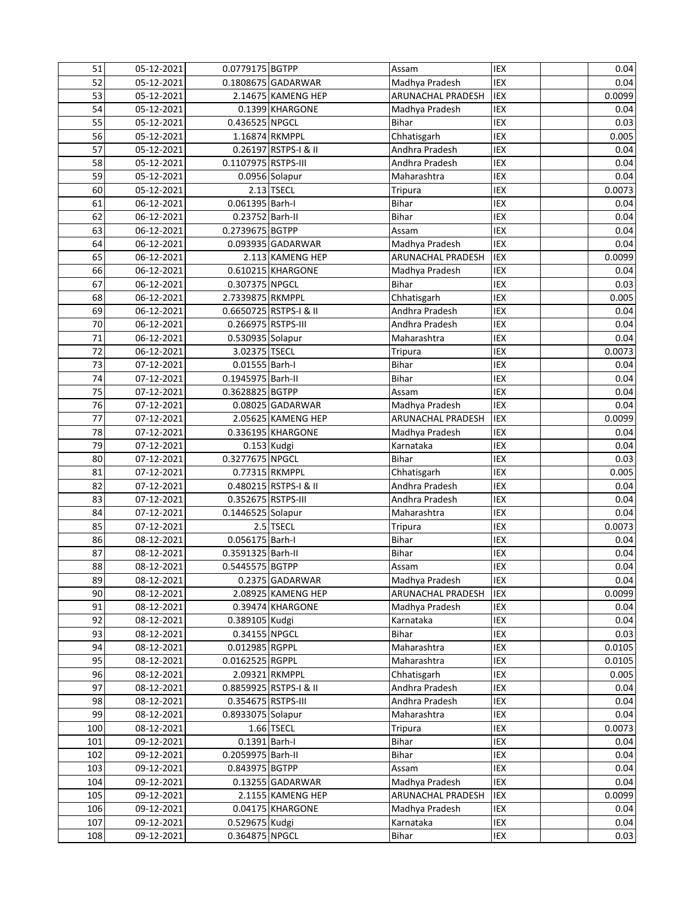| | | | | | | | |
|---|---|---|---|---|---|---|---|
| 51 | 05-12-2021 | 0.0779175 | BGTPP | Assam | IEX | | 0.04 |
| 52 | 05-12-2021 | 0.1808675 | GADARWAR | Madhya Pradesh | IEX | | 0.04 |
| 53 | 05-12-2021 | 2.14675 | KAMENG HEP | ARUNACHAL PRADESH | IEX | | 0.0099 |
| 54 | 05-12-2021 | 0.1399 | KHARGONE | Madhya Pradesh | IEX | | 0.04 |
| 55 | 05-12-2021 | 0.436525 | NPGCL | Bihar | IEX | | 0.03 |
| 56 | 05-12-2021 | 1.16874 | RKMPPL | Chhatisgarh | IEX | | 0.005 |
| 57 | 05-12-2021 | 0.26197 | RSTPS-I & II | Andhra Pradesh | IEX | | 0.04 |
| 58 | 05-12-2021 | 0.1107975 | RSTPS-III | Andhra Pradesh | IEX | | 0.04 |
| 59 | 05-12-2021 | 0.0956 | Solapur | Maharashtra | IEX | | 0.04 |
| 60 | 05-12-2021 | 2.13 | TSECL | Tripura | IEX | | 0.0073 |
| 61 | 06-12-2021 | 0.061395 | Barh-I | Bihar | IEX | | 0.04 |
| 62 | 06-12-2021 | 0.23752 | Barh-II | Bihar | IEX | | 0.04 |
| 63 | 06-12-2021 | 0.2739675 | BGTPP | Assam | IEX | | 0.04 |
| 64 | 06-12-2021 | 0.093935 | GADARWAR | Madhya Pradesh | IEX | | 0.04 |
| 65 | 06-12-2021 | 2.113 | KAMENG HEP | ARUNACHAL PRADESH | IEX | | 0.0099 |
| 66 | 06-12-2021 | 0.610215 | KHARGONE | Madhya Pradesh | IEX | | 0.04 |
| 67 | 06-12-2021 | 0.307375 | NPGCL | Bihar | IEX | | 0.03 |
| 68 | 06-12-2021 | 2.7339875 | RKMPPL | Chhatisgarh | IEX | | 0.005 |
| 69 | 06-12-2021 | 0.6650725 | RSTPS-I & II | Andhra Pradesh | IEX | | 0.04 |
| 70 | 06-12-2021 | 0.266975 | RSTPS-III | Andhra Pradesh | IEX | | 0.04 |
| 71 | 06-12-2021 | 0.530935 | Solapur | Maharashtra | IEX | | 0.04 |
| 72 | 06-12-2021 | 3.02375 | TSECL | Tripura | IEX | | 0.0073 |
| 73 | 07-12-2021 | 0.01555 | Barh-I | Bihar | IEX | | 0.04 |
| 74 | 07-12-2021 | 0.1945975 | Barh-II | Bihar | IEX | | 0.04 |
| 75 | 07-12-2021 | 0.3628825 | BGTPP | Assam | IEX | | 0.04 |
| 76 | 07-12-2021 | 0.08025 | GADARWAR | Madhya Pradesh | IEX | | 0.04 |
| 77 | 07-12-2021 | 2.05625 | KAMENG HEP | ARUNACHAL PRADESH | IEX | | 0.0099 |
| 78 | 07-12-2021 | 0.336195 | KHARGONE | Madhya Pradesh | IEX | | 0.04 |
| 79 | 07-12-2021 | 0.153 | Kudgi | Karnataka | IEX | | 0.04 |
| 80 | 07-12-2021 | 0.3277675 | NPGCL | Bihar | IEX | | 0.03 |
| 81 | 07-12-2021 | 0.77315 | RKMPPL | Chhatisgarh | IEX | | 0.005 |
| 82 | 07-12-2021 | 0.480215 | RSTPS-I & II | Andhra Pradesh | IEX | | 0.04 |
| 83 | 07-12-2021 | 0.352675 | RSTPS-III | Andhra Pradesh | IEX | | 0.04 |
| 84 | 07-12-2021 | 0.1446525 | Solapur | Maharashtra | IEX | | 0.04 |
| 85 | 07-12-2021 | 2.5 | TSECL | Tripura | IEX | | 0.0073 |
| 86 | 08-12-2021 | 0.056175 | Barh-I | Bihar | IEX | | 0.04 |
| 87 | 08-12-2021 | 0.3591325 | Barh-II | Bihar | IEX | | 0.04 |
| 88 | 08-12-2021 | 0.5445575 | BGTPP | Assam | IEX | | 0.04 |
| 89 | 08-12-2021 | 0.2375 | GADARWAR | Madhya Pradesh | IEX | | 0.04 |
| 90 | 08-12-2021 | 2.08925 | KAMENG HEP | ARUNACHAL PRADESH | IEX | | 0.0099 |
| 91 | 08-12-2021 | 0.39474 | KHARGONE | Madhya Pradesh | IEX | | 0.04 |
| 92 | 08-12-2021 | 0.389105 | Kudgi | Karnataka | IEX | | 0.04 |
| 93 | 08-12-2021 | 0.34155 | NPGCL | Bihar | IEX | | 0.03 |
| 94 | 08-12-2021 | 0.012985 | RGPPL | Maharashtra | IEX | | 0.0105 |
| 95 | 08-12-2021 | 0.0162525 | RGPPL | Maharashtra | IEX | | 0.0105 |
| 96 | 08-12-2021 | 2.09321 | RKMPPL | Chhatisgarh | IEX | | 0.005 |
| 97 | 08-12-2021 | 0.8859925 | RSTPS-I & II | Andhra Pradesh | IEX | | 0.04 |
| 98 | 08-12-2021 | 0.354675 | RSTPS-III | Andhra Pradesh | IEX | | 0.04 |
| 99 | 08-12-2021 | 0.8933075 | Solapur | Maharashtra | IEX | | 0.04 |
| 100 | 08-12-2021 | 1.66 | TSECL | Tripura | IEX | | 0.0073 |
| 101 | 09-12-2021 | 0.1391 | Barh-I | Bihar | IEX | | 0.04 |
| 102 | 09-12-2021 | 0.2059975 | Barh-II | Bihar | IEX | | 0.04 |
| 103 | 09-12-2021 | 0.843975 | BGTPP | Assam | IEX | | 0.04 |
| 104 | 09-12-2021 | 0.13255 | GADARWAR | Madhya Pradesh | IEX | | 0.04 |
| 105 | 09-12-2021 | 2.1155 | KAMENG HEP | ARUNACHAL PRADESH | IEX | | 0.0099 |
| 106 | 09-12-2021 | 0.04175 | KHARGONE | Madhya Pradesh | IEX | | 0.04 |
| 107 | 09-12-2021 | 0.529675 | Kudgi | Karnataka | IEX | | 0.04 |
| 108 | 09-12-2021 | 0.364875 | NPGCL | Bihar | IEX | | 0.03 |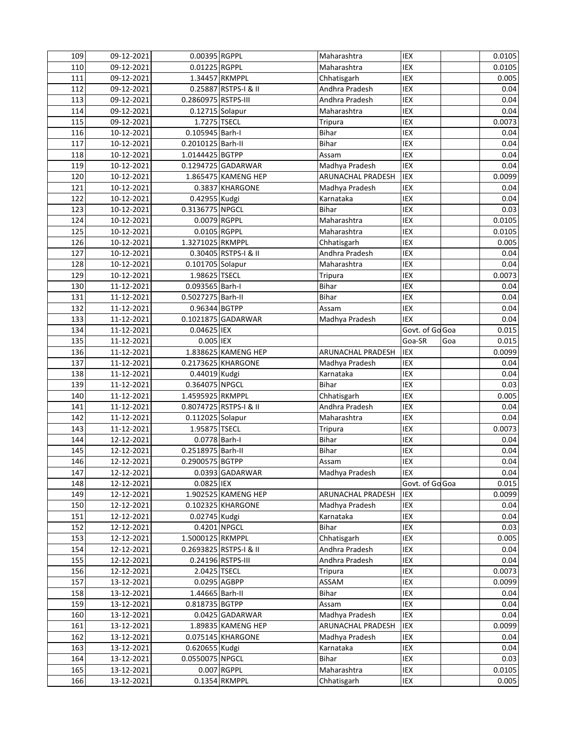| | | | | | | | |
|---|---|---|---|---|---|---|---|
| 109 | 09-12-2021 | 0.00395 | RGPPL | Maharashtra | IEX | | 0.0105 |
| 110 | 09-12-2021 | 0.01225 | RGPPL | Maharashtra | IEX | | 0.0105 |
| 111 | 09-12-2021 | 1.34457 | RKMPPL | Chhatisgarh | IEX | | 0.005 |
| 112 | 09-12-2021 | 0.25887 | RSTPS-I & II | Andhra Pradesh | IEX | | 0.04 |
| 113 | 09-12-2021 | 0.2860975 | RSTPS-III | Andhra Pradesh | IEX | | 0.04 |
| 114 | 09-12-2021 | 0.12715 | Solapur | Maharashtra | IEX | | 0.04 |
| 115 | 09-12-2021 | 1.7275 | TSECL | Tripura | IEX | | 0.0073 |
| 116 | 10-12-2021 | 0.105945 | Barh-I | Bihar | IEX | | 0.04 |
| 117 | 10-12-2021 | 0.2010125 | Barh-II | Bihar | IEX | | 0.04 |
| 118 | 10-12-2021 | 1.0144425 | BGTPP | Assam | IEX | | 0.04 |
| 119 | 10-12-2021 | 0.1294725 | GADARWAR | Madhya Pradesh | IEX | | 0.04 |
| 120 | 10-12-2021 | 1.865475 | KAMENG HEP | ARUNACHAL PRADESH | IEX | | 0.0099 |
| 121 | 10-12-2021 | 0.3837 | KHARGONE | Madhya Pradesh | IEX | | 0.04 |
| 122 | 10-12-2021 | 0.42955 | Kudgi | Karnataka | IEX | | 0.04 |
| 123 | 10-12-2021 | 0.3136775 | NPGCL | Bihar | IEX | | 0.03 |
| 124 | 10-12-2021 | 0.0079 | RGPPL | Maharashtra | IEX | | 0.0105 |
| 125 | 10-12-2021 | 0.0105 | RGPPL | Maharashtra | IEX | | 0.0105 |
| 126 | 10-12-2021 | 1.3271025 | RKMPPL | Chhatisgarh | IEX | | 0.005 |
| 127 | 10-12-2021 | 0.30405 | RSTPS-I & II | Andhra Pradesh | IEX | | 0.04 |
| 128 | 10-12-2021 | 0.101705 | Solapur | Maharashtra | IEX | | 0.04 |
| 129 | 10-12-2021 | 1.98625 | TSECL | Tripura | IEX | | 0.0073 |
| 130 | 11-12-2021 | 0.093565 | Barh-I | Bihar | IEX | | 0.04 |
| 131 | 11-12-2021 | 0.5027275 | Barh-II | Bihar | IEX | | 0.04 |
| 132 | 11-12-2021 | 0.96344 | BGTPP | Assam | IEX | | 0.04 |
| 133 | 11-12-2021 | 0.1021875 | GADARWAR | Madhya Pradesh | IEX | | 0.04 |
| 134 | 11-12-2021 | 0.04625 | IEX | | Govt. of Go | Goa | 0.015 |
| 135 | 11-12-2021 | 0.005 | IEX | | Goa-SR | Goa | 0.015 |
| 136 | 11-12-2021 | 1.838625 | KAMENG HEP | ARUNACHAL PRADESH | IEX | | 0.0099 |
| 137 | 11-12-2021 | 0.2173625 | KHARGONE | Madhya Pradesh | IEX | | 0.04 |
| 138 | 11-12-2021 | 0.44019 | Kudgi | Karnataka | IEX | | 0.04 |
| 139 | 11-12-2021 | 0.364075 | NPGCL | Bihar | IEX | | 0.03 |
| 140 | 11-12-2021 | 1.4595925 | RKMPPL | Chhatisgarh | IEX | | 0.005 |
| 141 | 11-12-2021 | 0.8074725 | RSTPS-I & II | Andhra Pradesh | IEX | | 0.04 |
| 142 | 11-12-2021 | 0.112025 | Solapur | Maharashtra | IEX | | 0.04 |
| 143 | 11-12-2021 | 1.95875 | TSECL | Tripura | IEX | | 0.0073 |
| 144 | 12-12-2021 | 0.0778 | Barh-I | Bihar | IEX | | 0.04 |
| 145 | 12-12-2021 | 0.2518975 | Barh-II | Bihar | IEX | | 0.04 |
| 146 | 12-12-2021 | 0.2900575 | BGTPP | Assam | IEX | | 0.04 |
| 147 | 12-12-2021 | 0.0393 | GADARWAR | Madhya Pradesh | IEX | | 0.04 |
| 148 | 12-12-2021 | 0.0825 | IEX | | Govt. of Go | Goa | 0.015 |
| 149 | 12-12-2021 | 1.902525 | KAMENG HEP | ARUNACHAL PRADESH | IEX | | 0.0099 |
| 150 | 12-12-2021 | 0.102325 | KHARGONE | Madhya Pradesh | IEX | | 0.04 |
| 151 | 12-12-2021 | 0.02745 | Kudgi | Karnataka | IEX | | 0.04 |
| 152 | 12-12-2021 | 0.4201 | NPGCL | Bihar | IEX | | 0.03 |
| 153 | 12-12-2021 | 1.5000125 | RKMPPL | Chhatisgarh | IEX | | 0.005 |
| 154 | 12-12-2021 | 0.2693825 | RSTPS-I & II | Andhra Pradesh | IEX | | 0.04 |
| 155 | 12-12-2021 | 0.24196 | RSTPS-III | Andhra Pradesh | IEX | | 0.04 |
| 156 | 12-12-2021 | 2.0425 | TSECL | Tripura | IEX | | 0.0073 |
| 157 | 13-12-2021 | 0.0295 | AGBPP | ASSAM | IEX | | 0.0099 |
| 158 | 13-12-2021 | 1.44665 | Barh-II | Bihar | IEX | | 0.04 |
| 159 | 13-12-2021 | 0.818735 | BGTPP | Assam | IEX | | 0.04 |
| 160 | 13-12-2021 | 0.0425 | GADARWAR | Madhya Pradesh | IEX | | 0.04 |
| 161 | 13-12-2021 | 1.89835 | KAMENG HEP | ARUNACHAL PRADESH | IEX | | 0.0099 |
| 162 | 13-12-2021 | 0.075145 | KHARGONE | Madhya Pradesh | IEX | | 0.04 |
| 163 | 13-12-2021 | 0.620655 | Kudgi | Karnataka | IEX | | 0.04 |
| 164 | 13-12-2021 | 0.0550075 | NPGCL | Bihar | IEX | | 0.03 |
| 165 | 13-12-2021 | 0.007 | RGPPL | Maharashtra | IEX | | 0.0105 |
| 166 | 13-12-2021 | 0.1354 | RKMPPL | Chhatisgarh | IEX | | 0.005 |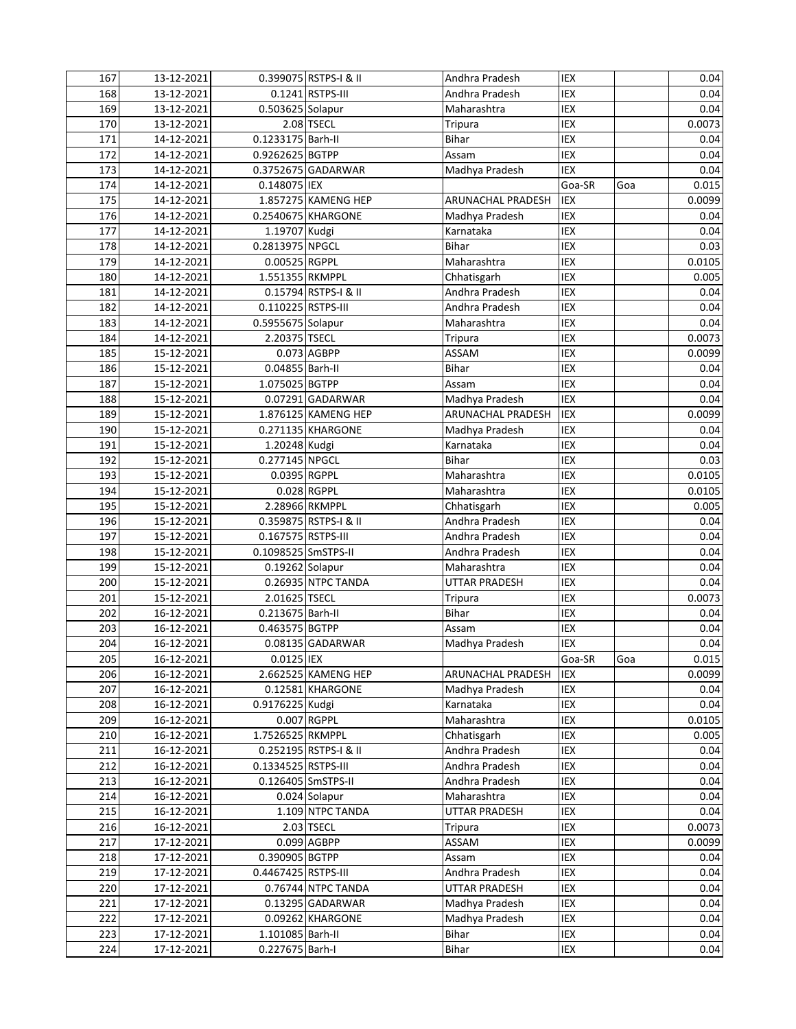| 167 | 13-12-2021 | 0.399075 | RSTPS-I & II | Andhra Pradesh | IEX | | 0.04 |
|---|---|---|---|---|---|---|---|
| 168 | 13-12-2021 | 0.1241 | RSTPS-III | Andhra Pradesh | IEX | | 0.04 |
| 169 | 13-12-2021 | 0.503625 | Solapur | Maharashtra | IEX | | 0.04 |
| 170 | 13-12-2021 | 2.08 | TSECL | Tripura | IEX | | 0.0073 |
| 171 | 14-12-2021 | 0.1233175 | Barh-II | Bihar | IEX | | 0.04 |
| 172 | 14-12-2021 | 0.9262625 | BGTPP | Assam | IEX | | 0.04 |
| 173 | 14-12-2021 | 0.3752675 | GADARWAR | Madhya Pradesh | IEX | | 0.04 |
| 174 | 14-12-2021 | 0.148075 | IEX | | Goa-SR | Goa | 0.015 |
| 175 | 14-12-2021 | 1.857275 | KAMENG HEP | ARUNACHAL PRADESH | IEX | | 0.0099 |
| 176 | 14-12-2021 | 0.2540675 | KHARGONE | Madhya Pradesh | IEX | | 0.04 |
| 177 | 14-12-2021 | 1.19707 | Kudgi | Karnataka | IEX | | 0.04 |
| 178 | 14-12-2021 | 0.2813975 | NPGCL | Bihar | IEX | | 0.03 |
| 179 | 14-12-2021 | 0.00525 | RGPPL | Maharashtra | IEX | | 0.0105 |
| 180 | 14-12-2021 | 1.551355 | RKMPPL | Chhatisgarh | IEX | | 0.005 |
| 181 | 14-12-2021 | 0.15794 | RSTPS-I & II | Andhra Pradesh | IEX | | 0.04 |
| 182 | 14-12-2021 | 0.110225 | RSTPS-III | Andhra Pradesh | IEX | | 0.04 |
| 183 | 14-12-2021 | 0.5955675 | Solapur | Maharashtra | IEX | | 0.04 |
| 184 | 14-12-2021 | 2.20375 | TSECL | Tripura | IEX | | 0.0073 |
| 185 | 15-12-2021 | 0.073 | AGBPP | ASSAM | IEX | | 0.0099 |
| 186 | 15-12-2021 | 0.04855 | Barh-II | Bihar | IEX | | 0.04 |
| 187 | 15-12-2021 | 1.075025 | BGTPP | Assam | IEX | | 0.04 |
| 188 | 15-12-2021 | 0.07291 | GADARWAR | Madhya Pradesh | IEX | | 0.04 |
| 189 | 15-12-2021 | 1.876125 | KAMENG HEP | ARUNACHAL PRADESH | IEX | | 0.0099 |
| 190 | 15-12-2021 | 0.271135 | KHARGONE | Madhya Pradesh | IEX | | 0.04 |
| 191 | 15-12-2021 | 1.20248 | Kudgi | Karnataka | IEX | | 0.04 |
| 192 | 15-12-2021 | 0.277145 | NPGCL | Bihar | IEX | | 0.03 |
| 193 | 15-12-2021 | 0.0395 | RGPPL | Maharashtra | IEX | | 0.0105 |
| 194 | 15-12-2021 | 0.028 | RGPPL | Maharashtra | IEX | | 0.0105 |
| 195 | 15-12-2021 | 2.28966 | RKMPPL | Chhatisgarh | IEX | | 0.005 |
| 196 | 15-12-2021 | 0.359875 | RSTPS-I & II | Andhra Pradesh | IEX | | 0.04 |
| 197 | 15-12-2021 | 0.167575 | RSTPS-III | Andhra Pradesh | IEX | | 0.04 |
| 198 | 15-12-2021 | 0.1098525 | SmSTPS-II | Andhra Pradesh | IEX | | 0.04 |
| 199 | 15-12-2021 | 0.19262 | Solapur | Maharashtra | IEX | | 0.04 |
| 200 | 15-12-2021 | 0.26935 | NTPC TANDA | UTTAR PRADESH | IEX | | 0.04 |
| 201 | 15-12-2021 | 2.01625 | TSECL | Tripura | IEX | | 0.0073 |
| 202 | 16-12-2021 | 0.213675 | Barh-II | Bihar | IEX | | 0.04 |
| 203 | 16-12-2021 | 0.463575 | BGTPP | Assam | IEX | | 0.04 |
| 204 | 16-12-2021 | 0.08135 | GADARWAR | Madhya Pradesh | IEX | | 0.04 |
| 205 | 16-12-2021 | 0.0125 | IEX | | Goa-SR | Goa | 0.015 |
| 206 | 16-12-2021 | 2.662525 | KAMENG HEP | ARUNACHAL PRADESH | IEX | | 0.0099 |
| 207 | 16-12-2021 | 0.12581 | KHARGONE | Madhya Pradesh | IEX | | 0.04 |
| 208 | 16-12-2021 | 0.9176225 | Kudgi | Karnataka | IEX | | 0.04 |
| 209 | 16-12-2021 | 0.007 | RGPPL | Maharashtra | IEX | | 0.0105 |
| 210 | 16-12-2021 | 1.7526525 | RKMPPL | Chhatisgarh | IEX | | 0.005 |
| 211 | 16-12-2021 | 0.252195 | RSTPS-I & II | Andhra Pradesh | IEX | | 0.04 |
| 212 | 16-12-2021 | 0.1334525 | RSTPS-III | Andhra Pradesh | IEX | | 0.04 |
| 213 | 16-12-2021 | 0.126405 | SmSTPS-II | Andhra Pradesh | IEX | | 0.04 |
| 214 | 16-12-2021 | 0.024 | Solapur | Maharashtra | IEX | | 0.04 |
| 215 | 16-12-2021 | 1.109 | NTPC TANDA | UTTAR PRADESH | IEX | | 0.04 |
| 216 | 16-12-2021 | 2.03 | TSECL | Tripura | IEX | | 0.0073 |
| 217 | 17-12-2021 | 0.099 | AGBPP | ASSAM | IEX | | 0.0099 |
| 218 | 17-12-2021 | 0.390905 | BGTPP | Assam | IEX | | 0.04 |
| 219 | 17-12-2021 | 0.4467425 | RSTPS-III | Andhra Pradesh | IEX | | 0.04 |
| 220 | 17-12-2021 | 0.76744 | NTPC TANDA | UTTAR PRADESH | IEX | | 0.04 |
| 221 | 17-12-2021 | 0.13295 | GADARWAR | Madhya Pradesh | IEX | | 0.04 |
| 222 | 17-12-2021 | 0.09262 | KHARGONE | Madhya Pradesh | IEX | | 0.04 |
| 223 | 17-12-2021 | 1.101085 | Barh-II | Bihar | IEX | | 0.04 |
| 224 | 17-12-2021 | 0.227675 | Barh-I | Bihar | IEX | | 0.04 |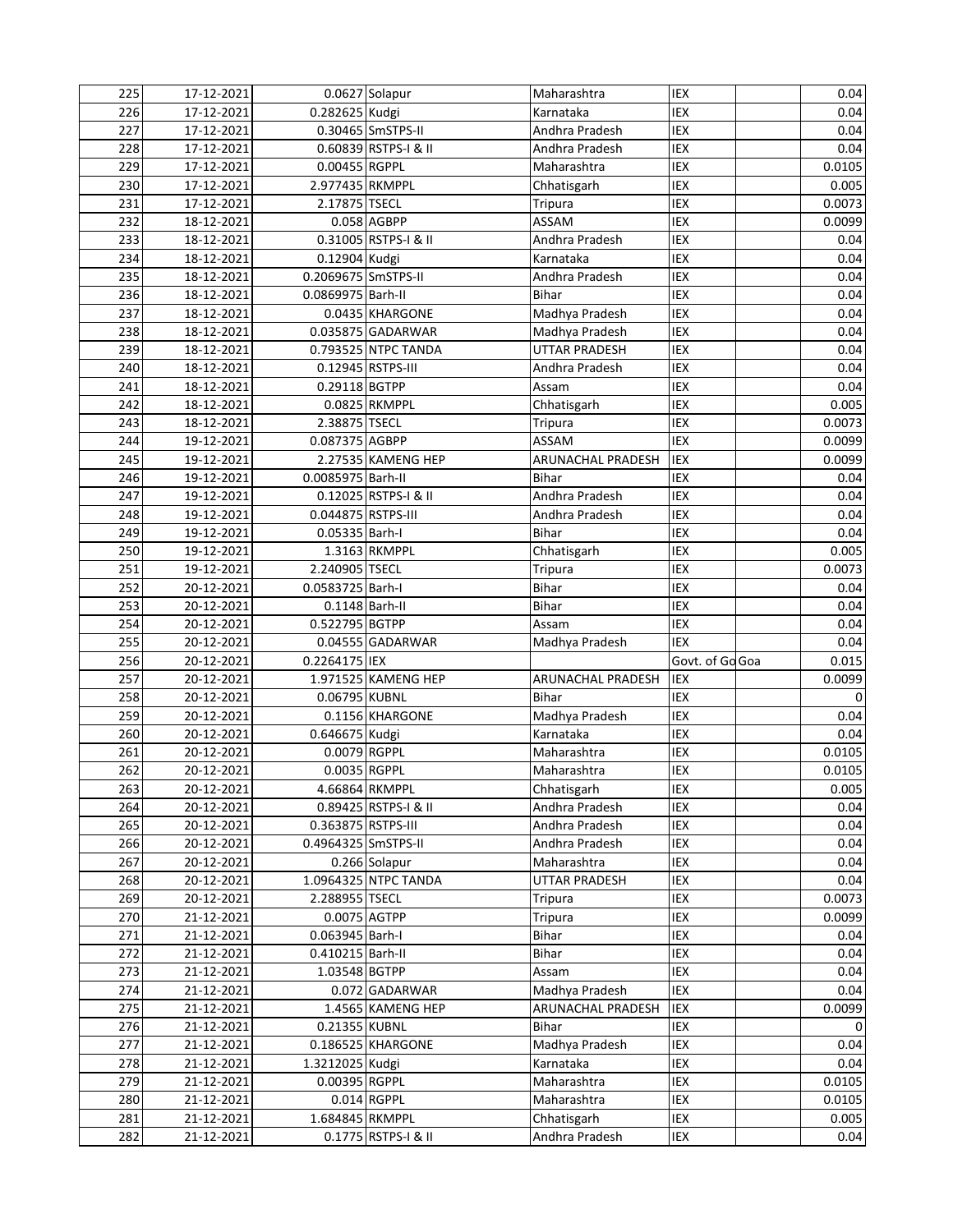| | | | | | | | |
|---|---|---|---|---|---|---|---|
| 225 | 17-12-2021 | 0.0627 | Solapur | Maharashtra | IEX | | 0.04 |
| 226 | 17-12-2021 | 0.282625 | Kudgi | Karnataka | IEX | | 0.04 |
| 227 | 17-12-2021 | 0.30465 | SmSTPS-II | Andhra Pradesh | IEX | | 0.04 |
| 228 | 17-12-2021 | 0.60839 | RSTPS-I & II | Andhra Pradesh | IEX | | 0.04 |
| 229 | 17-12-2021 | 0.00455 | RGPPL | Maharashtra | IEX | | 0.0105 |
| 230 | 17-12-2021 | 2.977435 | RKMPPL | Chhatisgarh | IEX | | 0.005 |
| 231 | 17-12-2021 | 2.17875 | TSECL | Tripura | IEX | | 0.0073 |
| 232 | 18-12-2021 | 0.058 | AGBPP | ASSAM | IEX | | 0.0099 |
| 233 | 18-12-2021 | 0.31005 | RSTPS-I & II | Andhra Pradesh | IEX | | 0.04 |
| 234 | 18-12-2021 | 0.12904 | Kudgi | Karnataka | IEX | | 0.04 |
| 235 | 18-12-2021 | 0.2069675 | SmSTPS-II | Andhra Pradesh | IEX | | 0.04 |
| 236 | 18-12-2021 | 0.0869975 | Barh-II | Bihar | IEX | | 0.04 |
| 237 | 18-12-2021 | 0.0435 | KHARGONE | Madhya Pradesh | IEX | | 0.04 |
| 238 | 18-12-2021 | 0.035875 | GADARWAR | Madhya Pradesh | IEX | | 0.04 |
| 239 | 18-12-2021 | 0.793525 | NTPC TANDA | UTTAR PRADESH | IEX | | 0.04 |
| 240 | 18-12-2021 | 0.12945 | RSTPS-III | Andhra Pradesh | IEX | | 0.04 |
| 241 | 18-12-2021 | 0.29118 | BGTPP | Assam | IEX | | 0.04 |
| 242 | 18-12-2021 | 0.0825 | RKMPPL | Chhatisgarh | IEX | | 0.005 |
| 243 | 18-12-2021 | 2.38875 | TSECL | Tripura | IEX | | 0.0073 |
| 244 | 19-12-2021 | 0.087375 | AGBPP | ASSAM | IEX | | 0.0099 |
| 245 | 19-12-2021 | 2.27535 | KAMENG HEP | ARUNACHAL PRADESH | IEX | | 0.0099 |
| 246 | 19-12-2021 | 0.0085975 | Barh-II | Bihar | IEX | | 0.04 |
| 247 | 19-12-2021 | 0.12025 | RSTPS-I & II | Andhra Pradesh | IEX | | 0.04 |
| 248 | 19-12-2021 | 0.044875 | RSTPS-III | Andhra Pradesh | IEX | | 0.04 |
| 249 | 19-12-2021 | 0.05335 | Barh-I | Bihar | IEX | | 0.04 |
| 250 | 19-12-2021 | 1.3163 | RKMPPL | Chhatisgarh | IEX | | 0.005 |
| 251 | 19-12-2021 | 2.240905 | TSECL | Tripura | IEX | | 0.0073 |
| 252 | 20-12-2021 | 0.0583725 | Barh-I | Bihar | IEX | | 0.04 |
| 253 | 20-12-2021 | 0.1148 | Barh-II | Bihar | IEX | | 0.04 |
| 254 | 20-12-2021 | 0.522795 | BGTPP | Assam | IEX | | 0.04 |
| 255 | 20-12-2021 | 0.04555 | GADARWAR | Madhya Pradesh | IEX | | 0.04 |
| 256 | 20-12-2021 | 0.2264175 | IEX | | Govt. of Go | Goa | 0.015 |
| 257 | 20-12-2021 | 1.971525 | KAMENG HEP | ARUNACHAL PRADESH | IEX | | 0.0099 |
| 258 | 20-12-2021 | 0.06795 | KUBNL | Bihar | IEX | | 0 |
| 259 | 20-12-2021 | 0.1156 | KHARGONE | Madhya Pradesh | IEX | | 0.04 |
| 260 | 20-12-2021 | 0.646675 | Kudgi | Karnataka | IEX | | 0.04 |
| 261 | 20-12-2021 | 0.0079 | RGPPL | Maharashtra | IEX | | 0.0105 |
| 262 | 20-12-2021 | 0.0035 | RGPPL | Maharashtra | IEX | | 0.0105 |
| 263 | 20-12-2021 | 4.66864 | RKMPPL | Chhatisgarh | IEX | | 0.005 |
| 264 | 20-12-2021 | 0.89425 | RSTPS-I & II | Andhra Pradesh | IEX | | 0.04 |
| 265 | 20-12-2021 | 0.363875 | RSTPS-III | Andhra Pradesh | IEX | | 0.04 |
| 266 | 20-12-2021 | 0.4964325 | SmSTPS-II | Andhra Pradesh | IEX | | 0.04 |
| 267 | 20-12-2021 | 0.266 | Solapur | Maharashtra | IEX | | 0.04 |
| 268 | 20-12-2021 | 1.0964325 | NTPC TANDA | UTTAR PRADESH | IEX | | 0.04 |
| 269 | 20-12-2021 | 2.288955 | TSECL | Tripura | IEX | | 0.0073 |
| 270 | 21-12-2021 | 0.0075 | AGTPP | Tripura | IEX | | 0.0099 |
| 271 | 21-12-2021 | 0.063945 | Barh-I | Bihar | IEX | | 0.04 |
| 272 | 21-12-2021 | 0.410215 | Barh-II | Bihar | IEX | | 0.04 |
| 273 | 21-12-2021 | 1.03548 | BGTPP | Assam | IEX | | 0.04 |
| 274 | 21-12-2021 | 0.072 | GADARWAR | Madhya Pradesh | IEX | | 0.04 |
| 275 | 21-12-2021 | 1.4565 | KAMENG HEP | ARUNACHAL PRADESH | IEX | | 0.0099 |
| 276 | 21-12-2021 | 0.21355 | KUBNL | Bihar | IEX | | 0 |
| 277 | 21-12-2021 | 0.186525 | KHARGONE | Madhya Pradesh | IEX | | 0.04 |
| 278 | 21-12-2021 | 1.3212025 | Kudgi | Karnataka | IEX | | 0.04 |
| 279 | 21-12-2021 | 0.00395 | RGPPL | Maharashtra | IEX | | 0.0105 |
| 280 | 21-12-2021 | 0.014 | RGPPL | Maharashtra | IEX | | 0.0105 |
| 281 | 21-12-2021 | 1.684845 | RKMPPL | Chhatisgarh | IEX | | 0.005 |
| 282 | 21-12-2021 | 0.1775 | RSTPS-I & II | Andhra Pradesh | IEX | | 0.04 |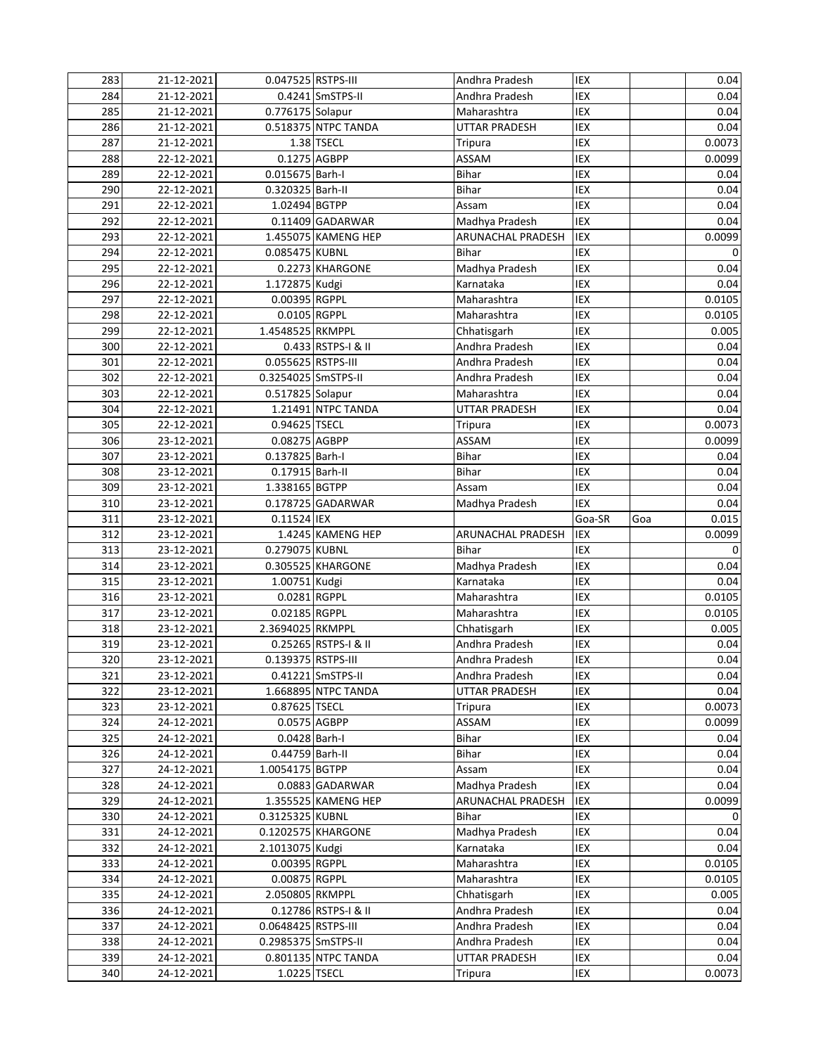| | | | | | | | |
|---|---|---|---|---|---|---|---|
| 283 | 21-12-2021 | 0.047525 | RSTPS-III | Andhra Pradesh | IEX | | 0.04 |
| 284 | 21-12-2021 | 0.4241 | SmSTPS-II | Andhra Pradesh | IEX | | 0.04 |
| 285 | 21-12-2021 | 0.776175 | Solapur | Maharashtra | IEX | | 0.04 |
| 286 | 21-12-2021 | 0.518375 | NTPC TANDA | UTTAR PRADESH | IEX | | 0.04 |
| 287 | 21-12-2021 | 1.38 | TSECL | Tripura | IEX | | 0.0073 |
| 288 | 22-12-2021 | 0.1275 | AGBPP | ASSAM | IEX | | 0.0099 |
| 289 | 22-12-2021 | 0.015675 | Barh-I | Bihar | IEX | | 0.04 |
| 290 | 22-12-2021 | 0.320325 | Barh-II | Bihar | IEX | | 0.04 |
| 291 | 22-12-2021 | 1.02494 | BGTPP | Assam | IEX | | 0.04 |
| 292 | 22-12-2021 | 0.11409 | GADARWAR | Madhya Pradesh | IEX | | 0.04 |
| 293 | 22-12-2021 | 1.455075 | KAMENG HEP | ARUNACHAL PRADESH | IEX | | 0.0099 |
| 294 | 22-12-2021 | 0.085475 | KUBNL | Bihar | IEX | | 0 |
| 295 | 22-12-2021 | 0.2273 | KHARGONE | Madhya Pradesh | IEX | | 0.04 |
| 296 | 22-12-2021 | 1.172875 | Kudgi | Karnataka | IEX | | 0.04 |
| 297 | 22-12-2021 | 0.00395 | RGPPL | Maharashtra | IEX | | 0.0105 |
| 298 | 22-12-2021 | 0.0105 | RGPPL | Maharashtra | IEX | | 0.0105 |
| 299 | 22-12-2021 | 1.4548525 | RKMPPL | Chhatisgarh | IEX | | 0.005 |
| 300 | 22-12-2021 | 0.433 | RSTPS-I & II | Andhra Pradesh | IEX | | 0.04 |
| 301 | 22-12-2021 | 0.055625 | RSTPS-III | Andhra Pradesh | IEX | | 0.04 |
| 302 | 22-12-2021 | 0.3254025 | SmSTPS-II | Andhra Pradesh | IEX | | 0.04 |
| 303 | 22-12-2021 | 0.517825 | Solapur | Maharashtra | IEX | | 0.04 |
| 304 | 22-12-2021 | 1.21491 | NTPC TANDA | UTTAR PRADESH | IEX | | 0.04 |
| 305 | 22-12-2021 | 0.94625 | TSECL | Tripura | IEX | | 0.0073 |
| 306 | 23-12-2021 | 0.08275 | AGBPP | ASSAM | IEX | | 0.0099 |
| 307 | 23-12-2021 | 0.137825 | Barh-I | Bihar | IEX | | 0.04 |
| 308 | 23-12-2021 | 0.17915 | Barh-II | Bihar | IEX | | 0.04 |
| 309 | 23-12-2021 | 1.338165 | BGTPP | Assam | IEX | | 0.04 |
| 310 | 23-12-2021 | 0.178725 | GADARWAR | Madhya Pradesh | IEX | | 0.04 |
| 311 | 23-12-2021 | 0.11524 | IEX | | Goa-SR | Goa | 0.015 |
| 312 | 23-12-2021 | 1.4245 | KAMENG HEP | ARUNACHAL PRADESH | IEX | | 0.0099 |
| 313 | 23-12-2021 | 0.279075 | KUBNL | Bihar | IEX | | 0 |
| 314 | 23-12-2021 | 0.305525 | KHARGONE | Madhya Pradesh | IEX | | 0.04 |
| 315 | 23-12-2021 | 1.00751 | Kudgi | Karnataka | IEX | | 0.04 |
| 316 | 23-12-2021 | 0.0281 | RGPPL | Maharashtra | IEX | | 0.0105 |
| 317 | 23-12-2021 | 0.02185 | RGPPL | Maharashtra | IEX | | 0.0105 |
| 318 | 23-12-2021 | 2.3694025 | RKMPPL | Chhatisgarh | IEX | | 0.005 |
| 319 | 23-12-2021 | 0.25265 | RSTPS-I & II | Andhra Pradesh | IEX | | 0.04 |
| 320 | 23-12-2021 | 0.139375 | RSTPS-III | Andhra Pradesh | IEX | | 0.04 |
| 321 | 23-12-2021 | 0.41221 | SmSTPS-II | Andhra Pradesh | IEX | | 0.04 |
| 322 | 23-12-2021 | 1.668895 | NTPC TANDA | UTTAR PRADESH | IEX | | 0.04 |
| 323 | 23-12-2021 | 0.87625 | TSECL | Tripura | IEX | | 0.0073 |
| 324 | 24-12-2021 | 0.0575 | AGBPP | ASSAM | IEX | | 0.0099 |
| 325 | 24-12-2021 | 0.0428 | Barh-I | Bihar | IEX | | 0.04 |
| 326 | 24-12-2021 | 0.44759 | Barh-II | Bihar | IEX | | 0.04 |
| 327 | 24-12-2021 | 1.0054175 | BGTPP | Assam | IEX | | 0.04 |
| 328 | 24-12-2021 | 0.0883 | GADARWAR | Madhya Pradesh | IEX | | 0.04 |
| 329 | 24-12-2021 | 1.355525 | KAMENG HEP | ARUNACHAL PRADESH | IEX | | 0.0099 |
| 330 | 24-12-2021 | 0.3125325 | KUBNL | Bihar | IEX | | 0 |
| 331 | 24-12-2021 | 0.1202575 | KHARGONE | Madhya Pradesh | IEX | | 0.04 |
| 332 | 24-12-2021 | 2.1013075 | Kudgi | Karnataka | IEX | | 0.04 |
| 333 | 24-12-2021 | 0.00395 | RGPPL | Maharashtra | IEX | | 0.0105 |
| 334 | 24-12-2021 | 0.00875 | RGPPL | Maharashtra | IEX | | 0.0105 |
| 335 | 24-12-2021 | 2.050805 | RKMPPL | Chhatisgarh | IEX | | 0.005 |
| 336 | 24-12-2021 | 0.12786 | RSTPS-I & II | Andhra Pradesh | IEX | | 0.04 |
| 337 | 24-12-2021 | 0.0648425 | RSTPS-III | Andhra Pradesh | IEX | | 0.04 |
| 338 | 24-12-2021 | 0.2985375 | SmSTPS-II | Andhra Pradesh | IEX | | 0.04 |
| 339 | 24-12-2021 | 0.801135 | NTPC TANDA | UTTAR PRADESH | IEX | | 0.04 |
| 340 | 24-12-2021 | 1.0225 | TSECL | Tripura | IEX | | 0.0073 |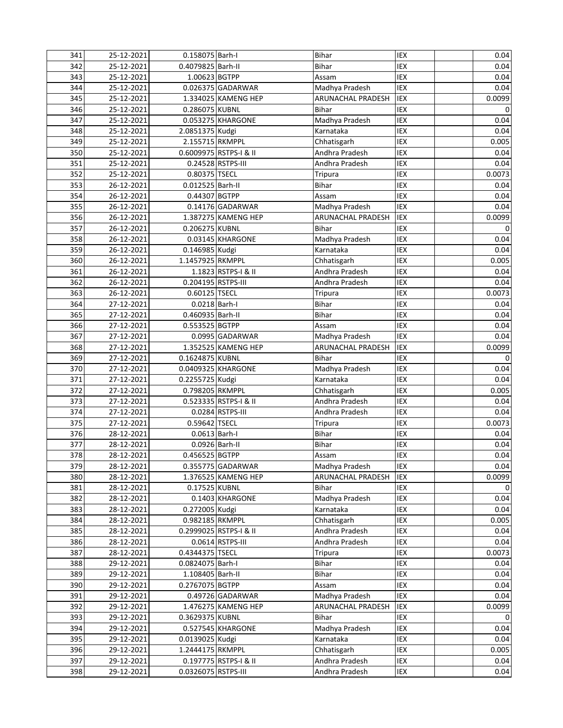| | | | | | | | |
|---|---|---|---|---|---|---|---|
| 341 | 25-12-2021 | 0.158075 | Barh-I | Bihar | IEX | | 0.04 |
| 342 | 25-12-2021 | 0.4079825 | Barh-II | Bihar | IEX | | 0.04 |
| 343 | 25-12-2021 | 1.00623 | BGTPP | Assam | IEX | | 0.04 |
| 344 | 25-12-2021 | 0.026375 | GADARWAR | Madhya Pradesh | IEX | | 0.04 |
| 345 | 25-12-2021 | 1.334025 | KAMENG HEP | ARUNACHAL PRADESH | IEX | | 0.0099 |
| 346 | 25-12-2021 | 0.286075 | KUBNL | Bihar | IEX | | 0 |
| 347 | 25-12-2021 | 0.053275 | KHARGONE | Madhya Pradesh | IEX | | 0.04 |
| 348 | 25-12-2021 | 2.0851375 | Kudgi | Karnataka | IEX | | 0.04 |
| 349 | 25-12-2021 | 2.155715 | RKMPPL | Chhatisgarh | IEX | | 0.005 |
| 350 | 25-12-2021 | 0.6009975 | RSTPS-I & II | Andhra Pradesh | IEX | | 0.04 |
| 351 | 25-12-2021 | 0.24528 | RSTPS-III | Andhra Pradesh | IEX | | 0.04 |
| 352 | 25-12-2021 | 0.80375 | TSECL | Tripura | IEX | | 0.0073 |
| 353 | 26-12-2021 | 0.012525 | Barh-II | Bihar | IEX | | 0.04 |
| 354 | 26-12-2021 | 0.44307 | BGTPP | Assam | IEX | | 0.04 |
| 355 | 26-12-2021 | 0.14176 | GADARWAR | Madhya Pradesh | IEX | | 0.04 |
| 356 | 26-12-2021 | 1.387275 | KAMENG HEP | ARUNACHAL PRADESH | IEX | | 0.0099 |
| 357 | 26-12-2021 | 0.206275 | KUBNL | Bihar | IEX | | 0 |
| 358 | 26-12-2021 | 0.03145 | KHARGONE | Madhya Pradesh | IEX | | 0.04 |
| 359 | 26-12-2021 | 0.146985 | Kudgi | Karnataka | IEX | | 0.04 |
| 360 | 26-12-2021 | 1.1457925 | RKMPPL | Chhatisgarh | IEX | | 0.005 |
| 361 | 26-12-2021 | 1.1823 | RSTPS-I & II | Andhra Pradesh | IEX | | 0.04 |
| 362 | 26-12-2021 | 0.204195 | RSTPS-III | Andhra Pradesh | IEX | | 0.04 |
| 363 | 26-12-2021 | 0.60125 | TSECL | Tripura | IEX | | 0.0073 |
| 364 | 27-12-2021 | 0.0218 | Barh-I | Bihar | IEX | | 0.04 |
| 365 | 27-12-2021 | 0.460935 | Barh-II | Bihar | IEX | | 0.04 |
| 366 | 27-12-2021 | 0.553525 | BGTPP | Assam | IEX | | 0.04 |
| 367 | 27-12-2021 | 0.0995 | GADARWAR | Madhya Pradesh | IEX | | 0.04 |
| 368 | 27-12-2021 | 1.352525 | KAMENG HEP | ARUNACHAL PRADESH | IEX | | 0.0099 |
| 369 | 27-12-2021 | 0.1624875 | KUBNL | Bihar | IEX | | 0 |
| 370 | 27-12-2021 | 0.0409325 | KHARGONE | Madhya Pradesh | IEX | | 0.04 |
| 371 | 27-12-2021 | 0.2255725 | Kudgi | Karnataka | IEX | | 0.04 |
| 372 | 27-12-2021 | 0.798205 | RKMPPL | Chhatisgarh | IEX | | 0.005 |
| 373 | 27-12-2021 | 0.523335 | RSTPS-I & II | Andhra Pradesh | IEX | | 0.04 |
| 374 | 27-12-2021 | 0.0284 | RSTPS-III | Andhra Pradesh | IEX | | 0.04 |
| 375 | 27-12-2021 | 0.59642 | TSECL | Tripura | IEX | | 0.0073 |
| 376 | 28-12-2021 | 0.0613 | Barh-I | Bihar | IEX | | 0.04 |
| 377 | 28-12-2021 | 0.0926 | Barh-II | Bihar | IEX | | 0.04 |
| 378 | 28-12-2021 | 0.456525 | BGTPP | Assam | IEX | | 0.04 |
| 379 | 28-12-2021 | 0.355775 | GADARWAR | Madhya Pradesh | IEX | | 0.04 |
| 380 | 28-12-2021 | 1.376525 | KAMENG HEP | ARUNACHAL PRADESH | IEX | | 0.0099 |
| 381 | 28-12-2021 | 0.17525 | KUBNL | Bihar | IEX | | 0 |
| 382 | 28-12-2021 | 0.1403 | KHARGONE | Madhya Pradesh | IEX | | 0.04 |
| 383 | 28-12-2021 | 0.272005 | Kudgi | Karnataka | IEX | | 0.04 |
| 384 | 28-12-2021 | 0.982185 | RKMPPL | Chhatisgarh | IEX | | 0.005 |
| 385 | 28-12-2021 | 0.2999025 | RSTPS-I & II | Andhra Pradesh | IEX | | 0.04 |
| 386 | 28-12-2021 | 0.0614 | RSTPS-III | Andhra Pradesh | IEX | | 0.04 |
| 387 | 28-12-2021 | 0.4344375 | TSECL | Tripura | IEX | | 0.0073 |
| 388 | 29-12-2021 | 0.0824075 | Barh-I | Bihar | IEX | | 0.04 |
| 389 | 29-12-2021 | 1.108405 | Barh-II | Bihar | IEX | | 0.04 |
| 390 | 29-12-2021 | 0.2767075 | BGTPP | Assam | IEX | | 0.04 |
| 391 | 29-12-2021 | 0.49726 | GADARWAR | Madhya Pradesh | IEX | | 0.04 |
| 392 | 29-12-2021 | 1.476275 | KAMENG HEP | ARUNACHAL PRADESH | IEX | | 0.0099 |
| 393 | 29-12-2021 | 0.3629375 | KUBNL | Bihar | IEX | | 0 |
| 394 | 29-12-2021 | 0.527545 | KHARGONE | Madhya Pradesh | IEX | | 0.04 |
| 395 | 29-12-2021 | 0.0139025 | Kudgi | Karnataka | IEX | | 0.04 |
| 396 | 29-12-2021 | 1.2444175 | RKMPPL | Chhatisgarh | IEX | | 0.005 |
| 397 | 29-12-2021 | 0.197775 | RSTPS-I & II | Andhra Pradesh | IEX | | 0.04 |
| 398 | 29-12-2021 | 0.0326075 | RSTPS-III | Andhra Pradesh | IEX | | 0.04 |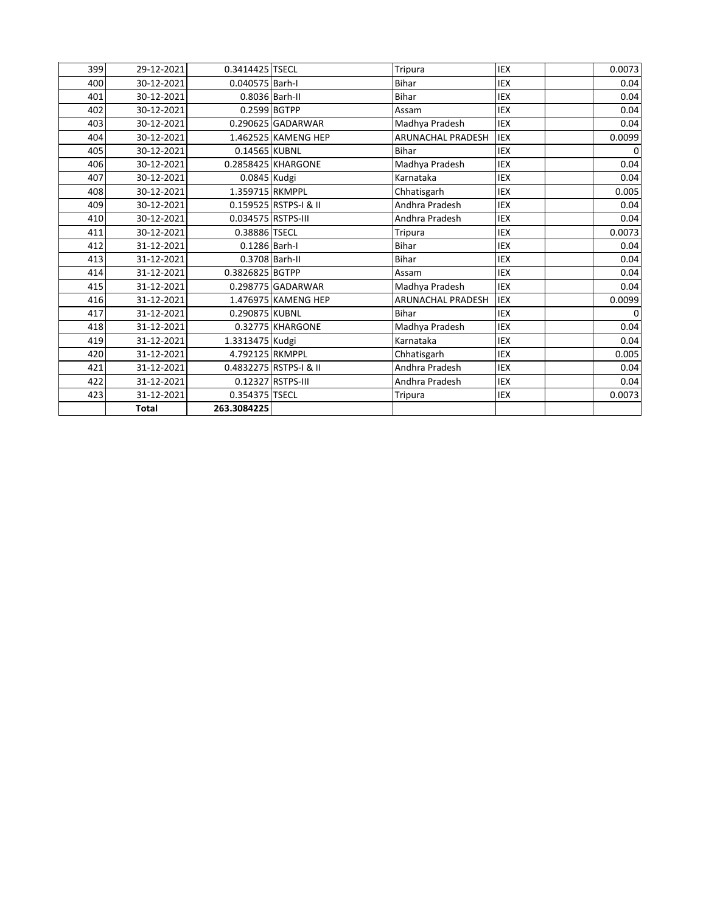| | | | | | | | |
|---|---|---|---|---|---|---|---|
| 399 | 29-12-2021 | 0.3414425 | TSECL | Tripura | IEX | | 0.0073 |
| 400 | 30-12-2021 | 0.040575 | Barh-I | Bihar | IEX | | 0.04 |
| 401 | 30-12-2021 | 0.8036 | Barh-II | Bihar | IEX | | 0.04 |
| 402 | 30-12-2021 | 0.2599 | BGTPP | Assam | IEX | | 0.04 |
| 403 | 30-12-2021 | 0.290625 | GADARWAR | Madhya Pradesh | IEX | | 0.04 |
| 404 | 30-12-2021 | 1.462525 | KAMENG HEP | ARUNACHAL PRADESH | IEX | | 0.0099 |
| 405 | 30-12-2021 | 0.14565 | KUBNL | Bihar | IEX | | 0 |
| 406 | 30-12-2021 | 0.2858425 | KHARGONE | Madhya Pradesh | IEX | | 0.04 |
| 407 | 30-12-2021 | 0.0845 | Kudgi | Karnataka | IEX | | 0.04 |
| 408 | 30-12-2021 | 1.359715 | RKMPPL | Chhatisgarh | IEX | | 0.005 |
| 409 | 30-12-2021 | 0.159525 | RSTPS-I & II | Andhra Pradesh | IEX | | 0.04 |
| 410 | 30-12-2021 | 0.034575 | RSTPS-III | Andhra Pradesh | IEX | | 0.04 |
| 411 | 30-12-2021 | 0.38886 | TSECL | Tripura | IEX | | 0.0073 |
| 412 | 31-12-2021 | 0.1286 | Barh-I | Bihar | IEX | | 0.04 |
| 413 | 31-12-2021 | 0.3708 | Barh-II | Bihar | IEX | | 0.04 |
| 414 | 31-12-2021 | 0.3826825 | BGTPP | Assam | IEX | | 0.04 |
| 415 | 31-12-2021 | 0.298775 | GADARWAR | Madhya Pradesh | IEX | | 0.04 |
| 416 | 31-12-2021 | 1.476975 | KAMENG HEP | ARUNACHAL PRADESH | IEX | | 0.0099 |
| 417 | 31-12-2021 | 0.290875 | KUBNL | Bihar | IEX | | 0 |
| 418 | 31-12-2021 | 0.32775 | KHARGONE | Madhya Pradesh | IEX | | 0.04 |
| 419 | 31-12-2021 | 1.3313475 | Kudgi | Karnataka | IEX | | 0.04 |
| 420 | 31-12-2021 | 4.792125 | RKMPPL | Chhatisgarh | IEX | | 0.005 |
| 421 | 31-12-2021 | 0.4832275 | RSTPS-I & II | Andhra Pradesh | IEX | | 0.04 |
| 422 | 31-12-2021 | 0.12327 | RSTPS-III | Andhra Pradesh | IEX | | 0.04 |
| 423 | 31-12-2021 | 0.354375 | TSECL | Tripura | IEX | | 0.0073 |
| | **Total** | **263.3084225** | | | | | |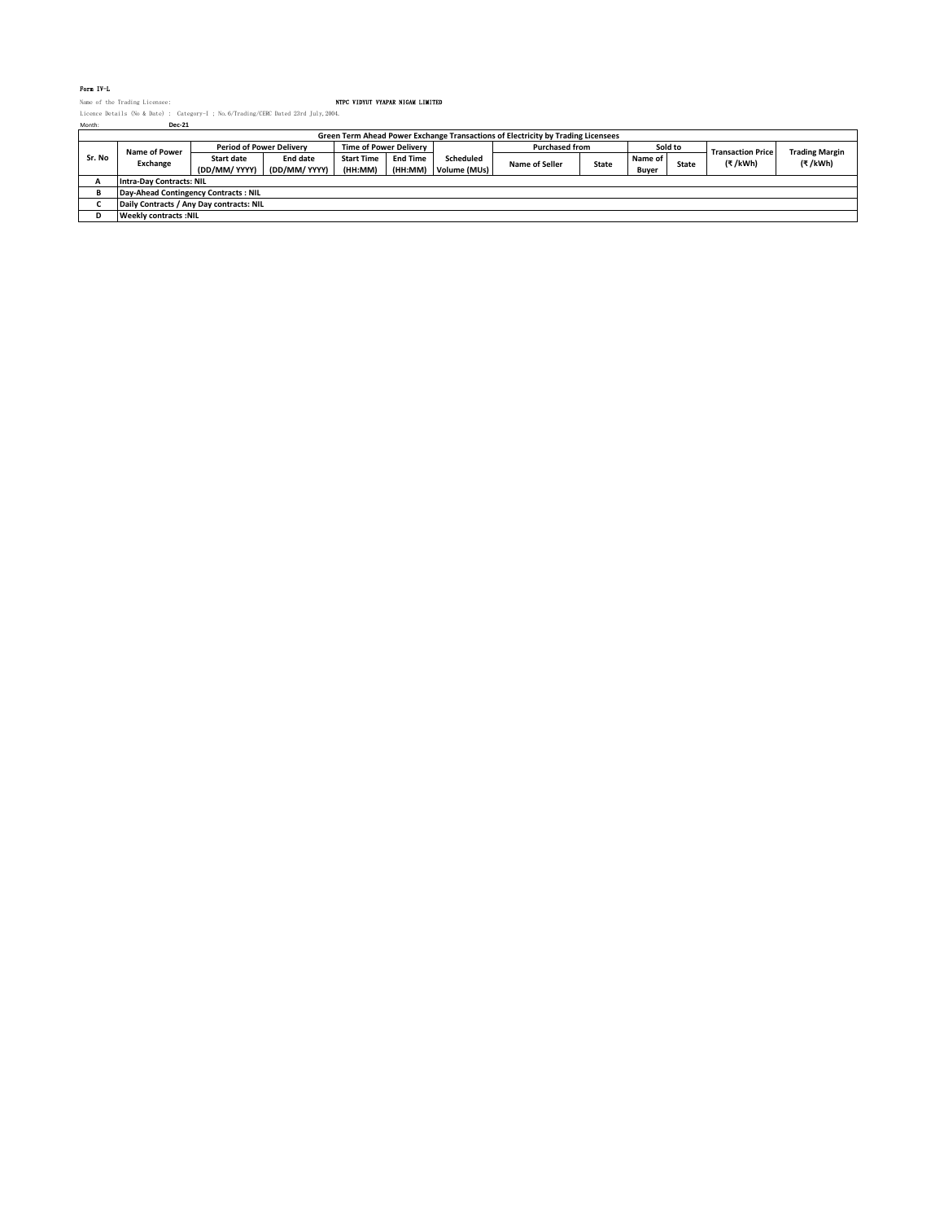Form IV-L

Name of the Trading Licensee: NTPC VIDYUT VYAPAR NIGAM LIMITED

Licence Details (No & Date) : Category-I ; No.6/Trading/CERC Dated 23rd July,2004.

Month: Dec-21

| Green Term Ahead Power Exchange Transactions of Electricity by Trading Licensees | | | | | | | | | | | | |
|---|---|---|---|---|---|---|---|---|---|---|---|---|
| Sr. No | Name of Power Exchange | Period of Power Delivery | | Time of Power Delivery | | Scheduled Volume (MUs) | Purchased from | | Sold to | | Transaction Price (₹ /kWh) | Trading Margin (₹ /kWh) |
| | | Start date (DD/MM/ YYYY) | End date (DD/MM/ YYYY) | Start Time (HH:MM) | End Time (HH:MM) | | Name of Seller | State | Name of Buyer | State | | |
| A | Intra-Day Contracts: NIL | | | | | | | | | | | |
| B | Day-Ahead Contingency Contracts : NIL | | | | | | | | | | | |
| C | Daily Contracts / Any Day contracts: NIL | | | | | | | | | | | |
| D | Weekly contracts :NIL | | | | | | | | | | | |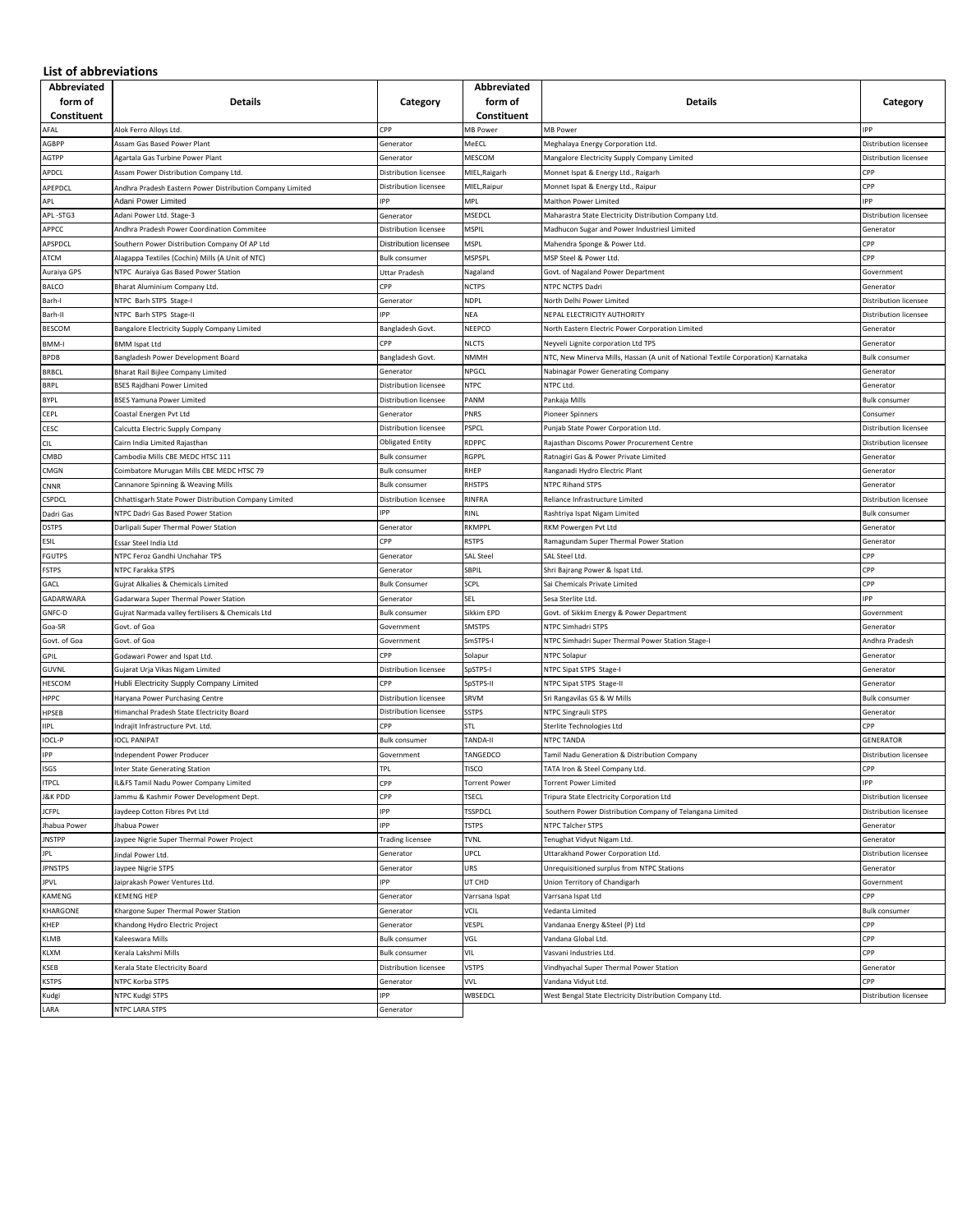## List of abbreviations

| Abbreviated form of Constituent | Details | Category | Abbreviated form of Constituent | Details | Category |
|---|---|---|---|---|---|
| AFAL | Alok Ferro Alloys Ltd. | CPP | MB Power | MB Power | IPP |
| AGBPP | Assam Gas Based Power Plant | Generator | MeECL | Meghalaya Energy Corporation Ltd. | Distribution licensee |
| AGTPP | Agartala Gas Turbine Power Plant | Generator | MESCOM | Mangalore Electricity Supply Company Limited | Distribution licensee |
| APDCL | Assam Power Distribution Company Ltd. | Distribution licensee | MIEL,Raigarh | Monnet Ispat & Energy Ltd., Raigarh | CPP |
| APEPDCL | Andhra Pradesh Eastern Power Distribution Company Limited | Distribution licensee | MIEL,Raipur | Monnet Ispat & Energy Ltd., Raipur | CPP |
| APL | Adani Power Limited | IPP | MPL | Maithon Power Limited | IPP |
| APL -STG3 | Adani Power Ltd. Stage-3 | Generator | MSEDCL | Maharastra State Electricity Distribution Company Ltd. | Distribution licensee |
| APPCC | Andhra Pradesh Power Coordination Commitee | Distribution licensee | MSPIL | Madhucon Sugar and Power Industriesl Limited | Generator |
| APSPDCL | Southern Power Distribution Company Of AP Ltd | Distribution licensee | MSPL | Mahendra Sponge & Power Ltd. | CPP |
| ATCM | Alagappa Textiles (Cochin) Mills (A Unit of NTC) | Bulk consumer | MSPSPL | MSP Steel & Power Ltd. | CPP |
| Auraiya GPS | NTPC Auraiya Gas Based Power Station | Uttar Pradesh | Nagaland | Govt. of Nagaland Power Department | Government |
| BALCO | Bharat Aluminium Company Ltd. | CPP | NCTPS | NTPC NCTPS Dadri | Generator |
| Barh-I | NTPC Barh STPS Stage-I | Generator | NDPL | North Delhi Power Limited | Distribution licensee |
| Barh-II | NTPC Barh STPS Stage-II | IPP | NEA | NEPAL ELECTRICITY AUTHORITY | Distribution licensee |
| BESCOM | Bangalore Electricity Supply Company Limited | Bangladesh Govt. | NEEPCO | North Eastern Electric Power Corporation Limited | Generator |
| BMM-I | BMM Ispat Ltd | CPP | NLCTS | Neyveli Lignite corporation Ltd TPS | Generator |
| BPDB | Bangladesh Power Development Board | Bangladesh Govt. | NMMH | NTC, New Minerva Mills, Hassan (A unit of National Textile Corporation) Karnataka | Bulk consumer |
| BRBCL | Bharat Rail Bijlee Company Limited | Generator | NPGCL | Nabinagar Power Generating Company | Generator |
| BRPL | BSES Rajdhani Power Limited | Distribution licensee | NTPC | NTPC Ltd. | Generator |
| BYPL | BSES Yamuna Power Limited | Distribution licensee | PANM | Pankaja Mills | Bulk consumer |
| CEPL | Coastal Energen Pvt Ltd | Generator | PNRS | Pioneer Spinners | Consumer |
| CESC | Calcutta Electric Supply Company | Distribution licensee | PSPCL | Punjab State Power Corporation Ltd. | Distribution licensee |
| CIL | Cairn India Limited Rajasthan | Obligated Entity | RDPPC | Rajasthan Discoms Power Procurement Centre | Distribution licensee |
| CMBD | Cambodia Mills CBE MEDC HTSC 111 | Bulk consumer | RGPPL | Ratnagiri Gas & Power Private Limited | Generator |
| CMGN | Coimbatore Murugan Mills CBE MEDC HTSC 79 | Bulk consumer | RHEP | Ranganadi Hydro Electric Plant | Generator |
| CNNR | Cannanore Spinning & Weaving Mills | Bulk consumer | RHSTPS | NTPC Rihand STPS | Generator |
| CSPDCL | Chhattisgarh State Power Distribution Company Limited | Distribution licensee | RINFRA | Reliance Infrastructure Limited | Distribution licensee |
| Dadri Gas | NTPC Dadri Gas Based Power Station | IPP | RINL | Rashtriya Ispat Nigam Limited | Bulk consumer |
| DSTPS | Darlipali Super Thermal Power Station | Generator | RKMPPL | RKM Powergen Pvt Ltd | Generator |
| ESIL | Essar Steel India Ltd | CPP | RSTPS | Ramagundam Super Thermal Power Station | Generator |
| FGUTPS | NTPC Feroz Gandhi Unchahar TPS | Generator | SAL Steel | SAL Steel Ltd. | CPP |
| FSTPS | NTPC Farakka STPS | Generator | SBPIL | Shri Bajrang Power & Ispat Ltd. | CPP |
| GACL | Gujrat Alkalies & Chemicals Limited | Bulk Consumer | SCPL | Sai Chemicals Private Limited | CPP |
| GADARWARA | Gadarwara Super Thermal Power Station | Generator | SEL | Sesa Sterlite Ltd. | IPP |
| GNFC-D | Gujrat Narmada valley fertilisers & Chemicals Ltd | Bulk consumer | Sikkim EPD | Govt. of Sikkim Energy & Power Department | Government |
| Goa-SR | Govt. of Goa | Government | SMSTPS | NTPC Simhadri STPS | Generator |
| Govt. of Goa | Govt. of Goa | Government | SmSTPS-I | NTPC Simhadri Super Thermal Power Station Stage-I | Andhra Pradesh |
| GPIL | Godawari Power and Ispat Ltd. | CPP | Solapur | NTPC Solapur | Generator |
| GUVNL | Gujarat Urja Vikas Nigam Limited | Distribution licensee | SpSTPS-I | NTPC Sipat STPS Stage-I | Generator |
| HESCOM | Hubli Electricity Supply Company Limited | CPP | SpSTPS-II | NTPC Sipat STPS Stage-II | Generator |
| HPPC | Haryana Power Purchasing Centre | Distribution licensee | SRVM | Sri Rangavilas GS & W Mills | Bulk consumer |
| HPSEB | Himanchal Pradesh State Electricity Board | Distribution licensee | SSTPS | NTPC Singrauli STPS | Generator |
| IIPL | Indrajit Infrastructure Pvt. Ltd. | CPP | STL | Sterlite Technologies Ltd | CPP |
| IOCL-P | IOCL PANIPAT | Bulk consumer | TANDA-II | NTPC TANDA | GENERATOR |
| IPP | Independent Power Producer | Government | TANGEDCO | Tamil Nadu Generation & Distribution Company | Distribution licensee |
| ISGS | Inter State Generating Station | TPL | TISCO | TATA Iron & Steel Company Ltd. | CPP |
| ITPCL | IL&FS Tamil Nadu Power Company Limited | CPP | Torrent Power | Torrent Power Limited | IPP |
| J&K PDD | Jammu & Kashmir Power Development Dept. | CPP | TSECL | Tripura State Electricity Corporation Ltd | Distribution licensee |
| JCFPL | Jaydeep Cotton Fibres Pvt Ltd | IPP | TSSPDCL | Southern Power Distribution Company of Telangana Limited | Distribution licensee |
| Jhabua Power | Jhabua Power | IPP | TSTPS | NTPC Talcher STPS | Generator |
| JNSTPP | Jaypee Nigrie Super Thermal Power Project | Trading licensee | TVNL | Tenughat Vidyut Nigam Ltd. | Generator |
| JPL | Jindal Power Ltd. | Generator | UPCL | Uttarakhand Power Corporation Ltd. | Distribution licensee |
| JPNSTPS | Jaypee Nigrie STPS | Generator | URS | Unrequisitioned surplus from NTPC Stations | Generator |
| JPVL | Jaiprakash Power Ventures Ltd. | IPP | UT CHD | Union Territory of Chandigarh | Government |
| KAMENG | KEMENG HEP | Generator | Varrsana Ispat | Varrsana Ispat Ltd | CPP |
| KHARGONE | Khargone Super Thermal Power Station | Generator | VCIL | Vedanta Limited | Bulk consumer |
| KHEP | Khandong Hydro Electric Project | Generator | VESPL | Vandanaa Energy &Steel (P) Ltd | CPP |
| KLMB | Kaleeswara Mills | Bulk consumer | VGL | Vandana Global Ltd. | CPP |
| KLXM | Kerala Lakshmi Mills | Bulk consumer | VIL | Vasvani Industries Ltd. | CPP |
| KSEB | Kerala State Electricity Board | Distribution licensee | VSTPS | Vindhyachal Super Thermal Power Station | Generator |
| KSTPS | NTPC Korba STPS | Generator | VVL | Vandana Vidyut Ltd. | CPP |
| Kudgi | NTPC Kudgi STPS | IPP | WBSEDCL | West Bengal State Electricity Distribution Company Ltd. | Distribution licensee |
| LARA | NTPC LARA STPS | Generator | | | |